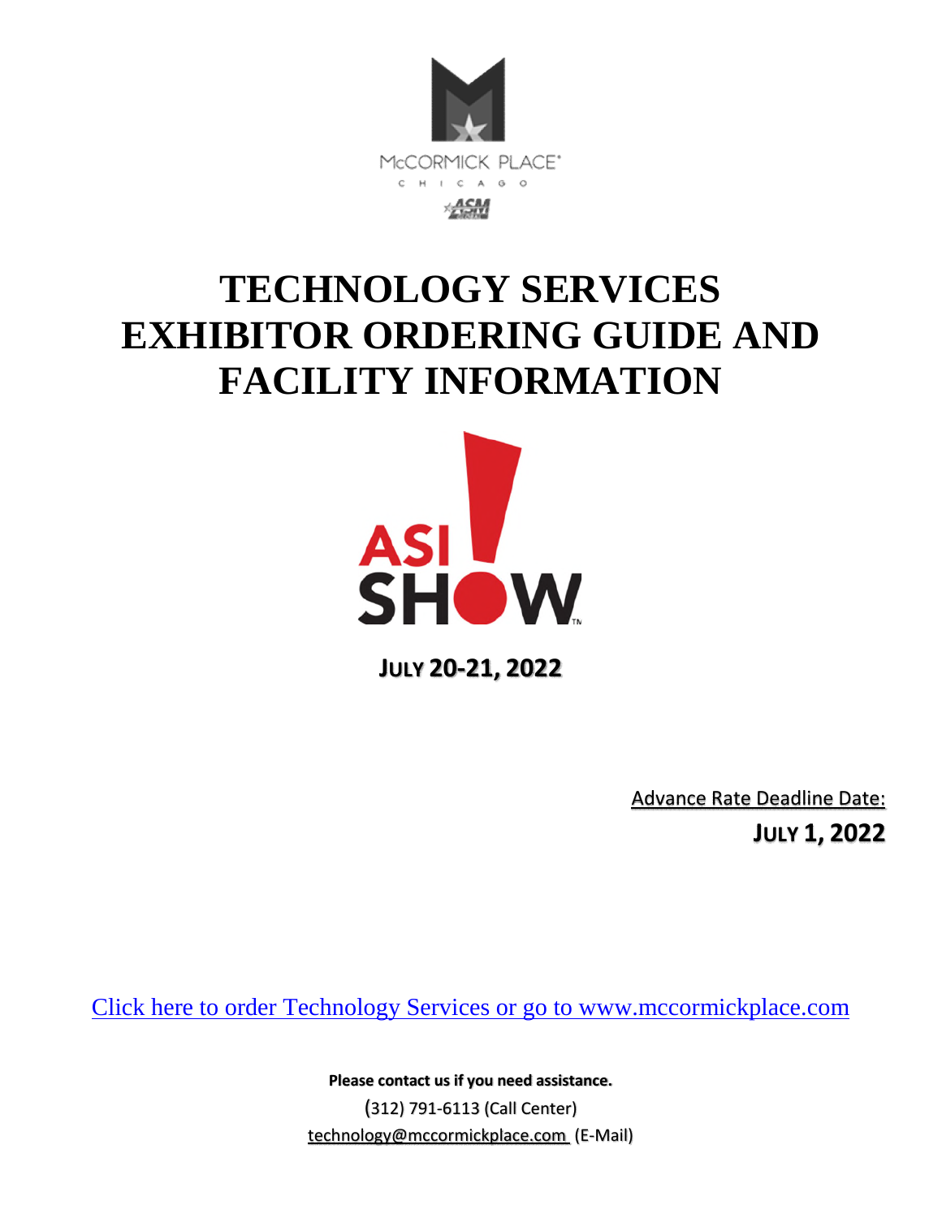McCORMICK PLACE®

CHICAGO

# TECHNOLOGY SERVICES EXHIBITOR ORDERING GUIDE AND FACILITY INFORMATION

ASI SHOW

**JULY 20-21, 2022**

Advance Rate Deadline Date:

**JULY 1, 2022**

[Click here to order Technology Services or go to www.mccormickplace.com](http://www.mccormickplace.com)

**Please contact us if you need assistance.**

(312) 791-6113 (Call Center)

technology@mccormickplace.com (E-Mail)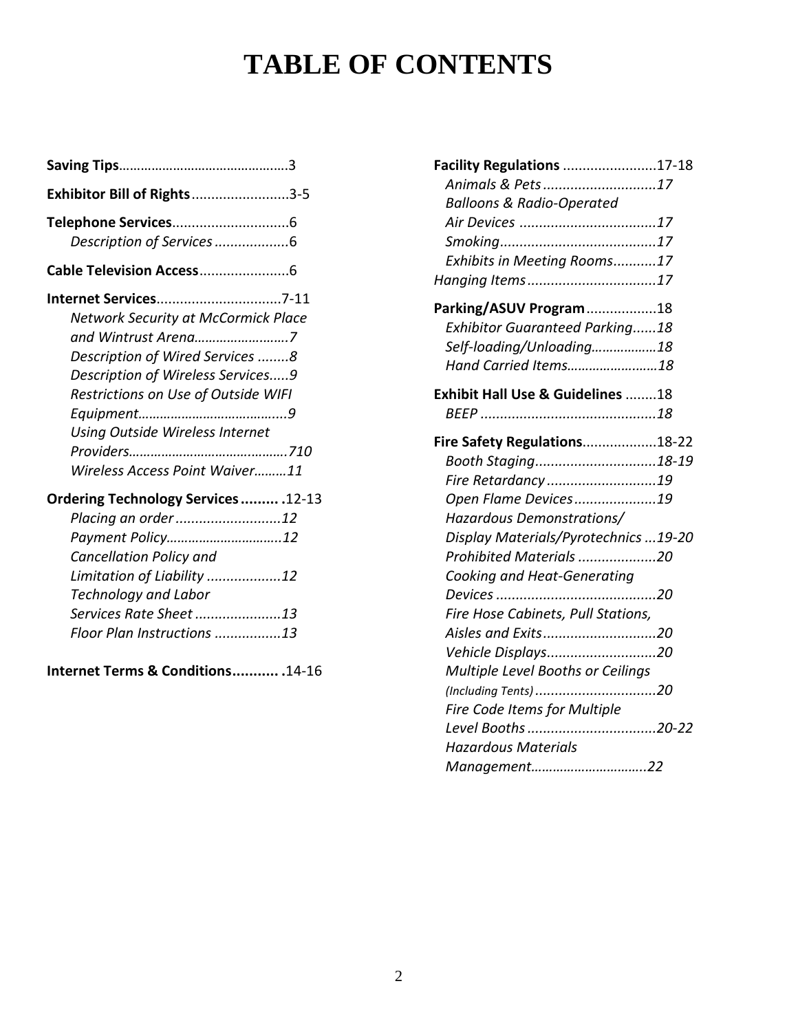# TABLE OF CONTENTS

**Saving Tips**.............................................3

**Exhibitor Bill of Rights**.........................3-5

**Telephone Services**.............................6
- *Description of Services ...................6*

**Cable Television Access**.......................6

**Internet Services**................................7-11
- *Network Security at McCormick Place and Wintrust Arena.........................7*
- *Description of Wired Services ........8*
- *Description of Wireless Services.....9*
- *Restrictions on Use of Outside WIFI Equipment.........................................9*
- *Using Outside Wireless Internet Providers...........................................710*
- *Wireless Access Point Waiver.........11*

**Ordering Technology Services......... .**12-13
- *Placing an order ...........................12*
- *Payment Policy...............................12*
- *Cancellation Policy and Limitation of Liability ...................12*
- *Technology and Labor Services Rate Sheet ......................13*
- *Floor Plan Instructions .................13*

**Internet Terms & Conditions........... .**14-16

**Facility Regulations** ........................17-18
- *Animals & Pets .............................17*
- *Balloons & Radio-Operated Air Devices ...................................17*
- *Smoking........................................17*
- *Exhibits in Meeting Rooms...........17*

*Hanging Items .................................17*

**Parking/ASUV Program**..................18
- *Exhibitor Guaranteed Parking......18*
- *Self-loading/Unloading.................18*
- *Hand Carried Items........................18*

**Exhibit Hall Use & Guidelines** ........18
- *BEEP ............................................18*

**Fire Safety Regulations**...................18-22
- *Booth Staging...............................18-19*
- *Fire Retardancy ............................19*
- *Open Flame Devices.....................19*
- *Hazardous Demonstrations/ Display Materials/Pyrotechnics ...19-20*
- *Prohibited Materials ....................20*
- *Cooking and Heat-Generating Devices .........................................20*
- *Fire Hose Cabinets, Pull Stations, Aisles and Exits.............................20*
- *Vehicle Displays............................20*
- *Multiple Level Booths or Ceilings (Including Tents) ...............................20*
- *Fire Code Items for Multiple Level Booths .................................20-22*
- *Hazardous Materials Management...............................22*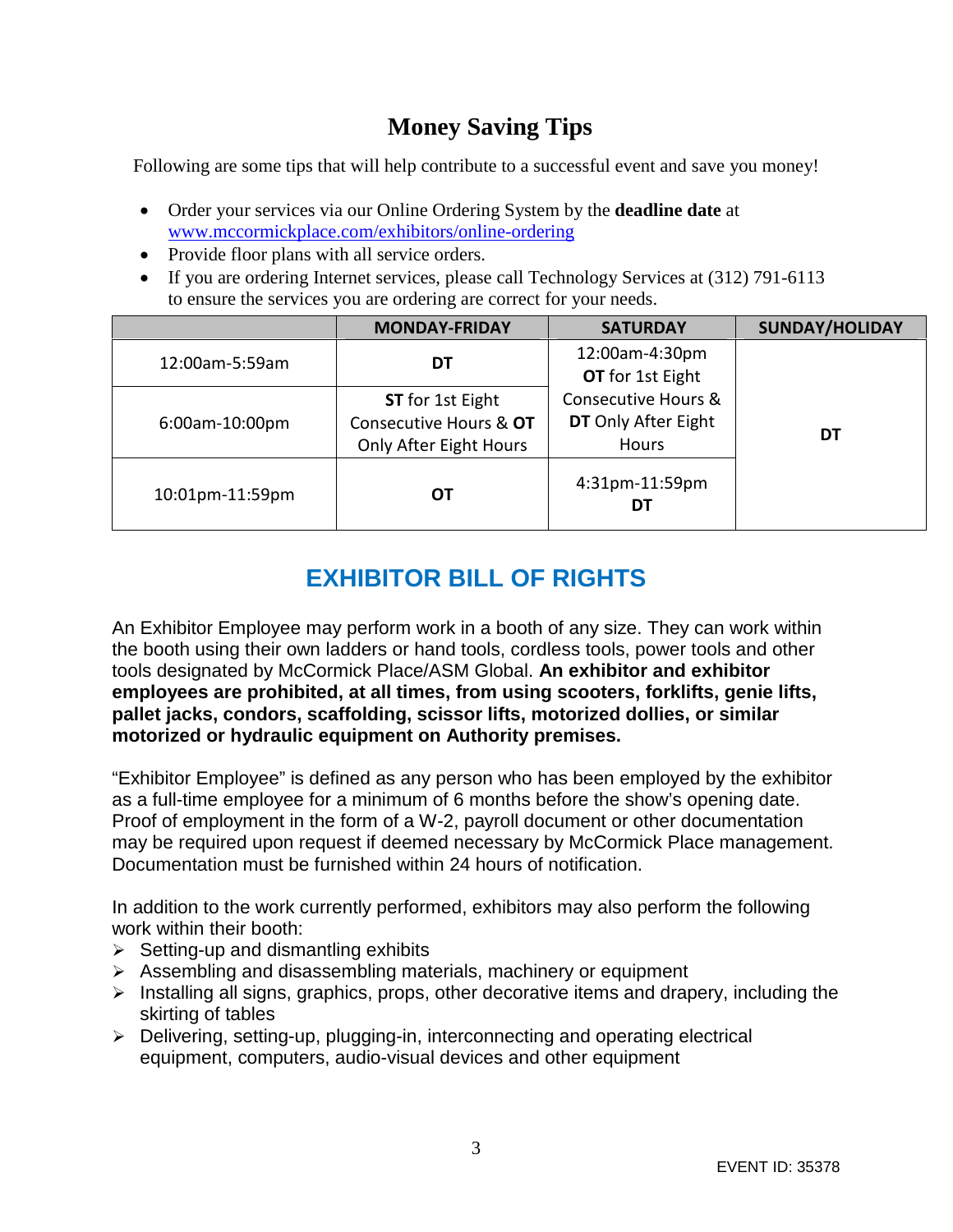# Money Saving Tips

Following are some tips that will help contribute to a successful event and save you money!

- Order your services via our Online Ordering System by the **deadline date** at www.mccormickplace.com/exhibitors/online-ordering
- Provide floor plans with all service orders.
- If you are ordering Internet services, please call Technology Services at (312) 791-6113 to ensure the services you are ordering are correct for your needs.

| | MONDAY-FRIDAY | SATURDAY | SUNDAY/HOLIDAY |
|---|---|---|---|
| 12:00am-5:59am | **DT** | 12:00am-4:30pm **OT** for 1st Eight Consecutive Hours & **DT** Only After Eight Hours | **DT** |
| 6:00am-10:00pm | **ST** for 1st Eight Consecutive Hours & **OT** Only After Eight Hours | | |
| 10:01pm-11:59pm | **OT** | 4:31pm-11:59pm **DT** | |

## EXHIBITOR BILL OF RIGHTS

An Exhibitor Employee may perform work in a booth of any size. They can work within the booth using their own ladders or hand tools, cordless tools, power tools and other tools designated by McCormick Place/ASM Global. **An exhibitor and exhibitor employees are prohibited, at all times, from using scooters, forklifts, genie lifts, pallet jacks, condors, scaffolding, scissor lifts, motorized dollies, or similar motorized or hydraulic equipment on Authority premises.**

"Exhibitor Employee" is defined as any person who has been employed by the exhibitor as a full-time employee for a minimum of 6 months before the show's opening date. Proof of employment in the form of a W-2, payroll document or other documentation may be required upon request if deemed necessary by McCormick Place management. Documentation must be furnished within 24 hours of notification.

In addition to the work currently performed, exhibitors may also perform the following work within their booth:

- Setting-up and dismantling exhibits
- Assembling and disassembling materials, machinery or equipment
- Installing all signs, graphics, props, other decorative items and drapery, including the skirting of tables
- Delivering, setting-up, plugging-in, interconnecting and operating electrical equipment, computers, audio-visual devices and other equipment

EVENT ID: 35378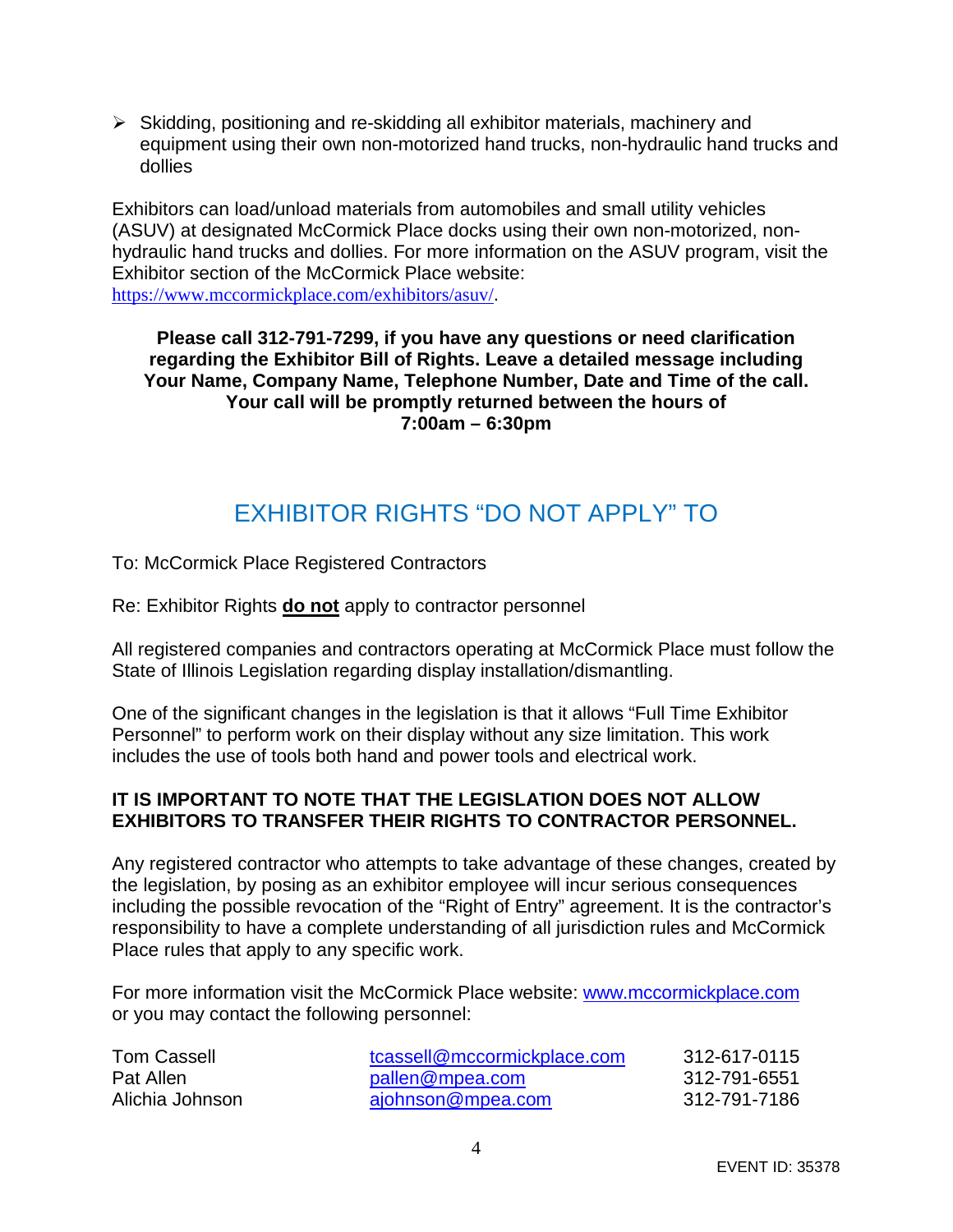- Skidding, positioning and re-skidding all exhibitor materials, machinery and equipment using their own non-motorized hand trucks, non-hydraulic hand trucks and dollies

Exhibitors can load/unload materials from automobiles and small utility vehicles (ASUV) at designated McCormick Place docks using their own non-motorized, non-hydraulic hand trucks and dollies. For more information on the ASUV program, visit the Exhibitor section of the McCormick Place website: https://www.mccormickplace.com/exhibitors/asuv/.

**Please call 312-791-7299, if you have any questions or need clarification regarding the Exhibitor Bill of Rights. Leave a detailed message including Your Name, Company Name, Telephone Number, Date and Time of the call. Your call will be promptly returned between the hours of 7:00am – 6:30pm**

## EXHIBITOR RIGHTS “DO NOT APPLY” TO

To: McCormick Place Registered Contractors

Re: Exhibitor Rights **do not** apply to contractor personnel

All registered companies and contractors operating at McCormick Place must follow the State of Illinois Legislation regarding display installation/dismantling.

One of the significant changes in the legislation is that it allows “Full Time Exhibitor Personnel” to perform work on their display without any size limitation. This work includes the use of tools both hand and power tools and electrical work.

**IT IS IMPORTANT TO NOTE THAT THE LEGISLATION DOES NOT ALLOW EXHIBITORS TO TRANSFER THEIR RIGHTS TO CONTRACTOR PERSONNEL.**

Any registered contractor who attempts to take advantage of these changes, created by the legislation, by posing as an exhibitor employee will incur serious consequences including the possible revocation of the “Right of Entry” agreement. It is the contractor’s responsibility to have a complete understanding of all jurisdiction rules and McCormick Place rules that apply to any specific work.

For more information visit the McCormick Place website: www.mccormickplace.com or you may contact the following personnel:

| | | |
|---|---|---|
| Tom Cassell | tcassell@mccormickplace.com | 312-617-0115 |
| Pat Allen | pallen@mpea.com | 312-791-6551 |
| Alichia Johnson | ajohnson@mpea.com | 312-791-7186 |

EVENT ID: 35378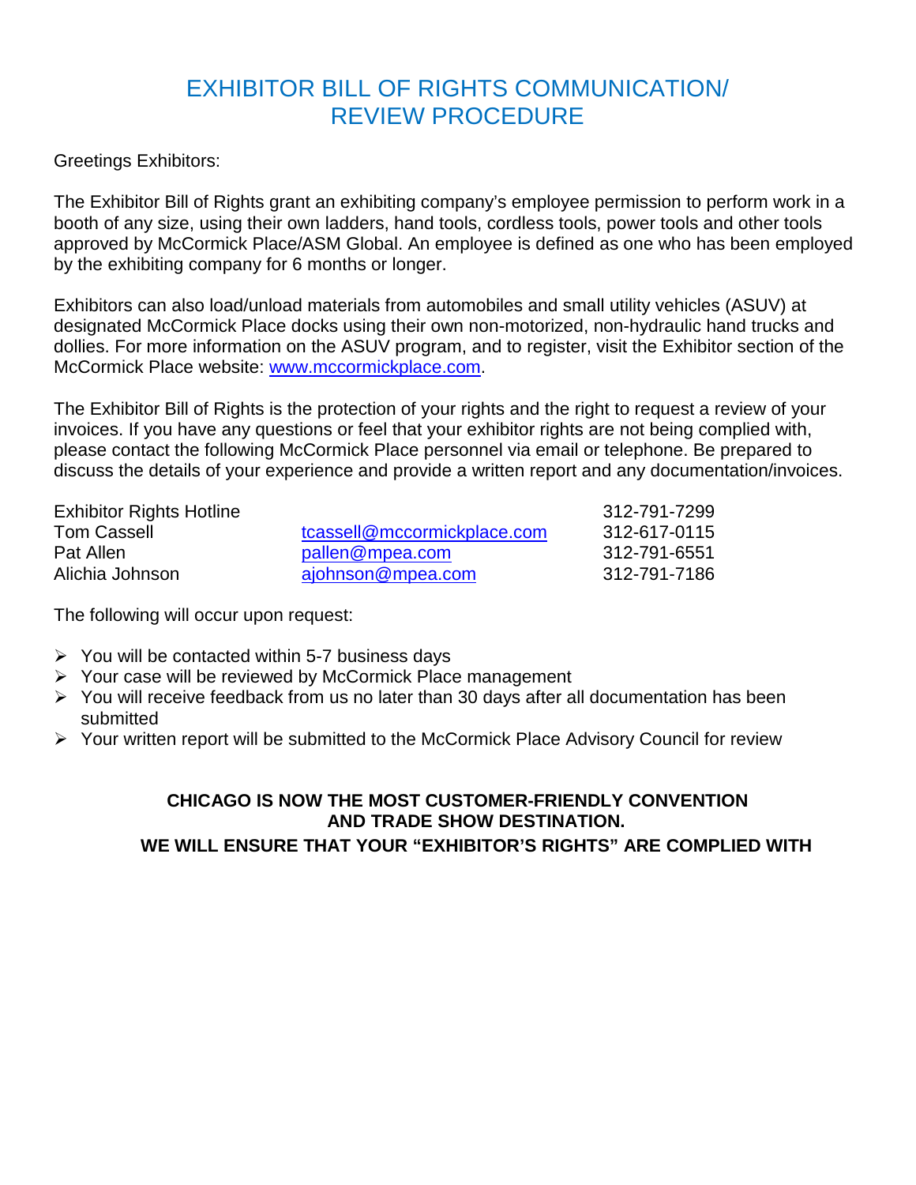# EXHIBITOR BILL OF RIGHTS COMMUNICATION/ REVIEW PROCEDURE

Greetings Exhibitors:

The Exhibitor Bill of Rights grant an exhibiting company's employee permission to perform work in a booth of any size, using their own ladders, hand tools, cordless tools, power tools and other tools approved by McCormick Place/ASM Global. An employee is defined as one who has been employed by the exhibiting company for 6 months or longer.

Exhibitors can also load/unload materials from automobiles and small utility vehicles (ASUV) at designated McCormick Place docks using their own non-motorized, non-hydraulic hand trucks and dollies. For more information on the ASUV program, and to register, visit the Exhibitor section of the McCormick Place website: www.mccormickplace.com.

The Exhibitor Bill of Rights is the protection of your rights and the right to request a review of your invoices. If you have any questions or feel that your exhibitor rights are not being complied with, please contact the following McCormick Place personnel via email or telephone. Be prepared to discuss the details of your experience and provide a written report and any documentation/invoices.

| | | |
|---|---|---|
| Exhibitor Rights Hotline | | 312-791-7299 |
| Tom Cassell | tcassell@mccormickplace.com | 312-617-0115 |
| Pat Allen | pallen@mpea.com | 312-791-6551 |
| Alichia Johnson | ajohnson@mpea.com | 312-791-7186 |

The following will occur upon request:

- You will be contacted within 5-7 business days
- Your case will be reviewed by McCormick Place management
- You will receive feedback from us no later than 30 days after all documentation has been submitted
- Your written report will be submitted to the McCormick Place Advisory Council for review

**CHICAGO IS NOW THE MOST CUSTOMER-FRIENDLY CONVENTION AND TRADE SHOW DESTINATION.**

**WE WILL ENSURE THAT YOUR "EXHIBITOR'S RIGHTS" ARE COMPLIED WITH**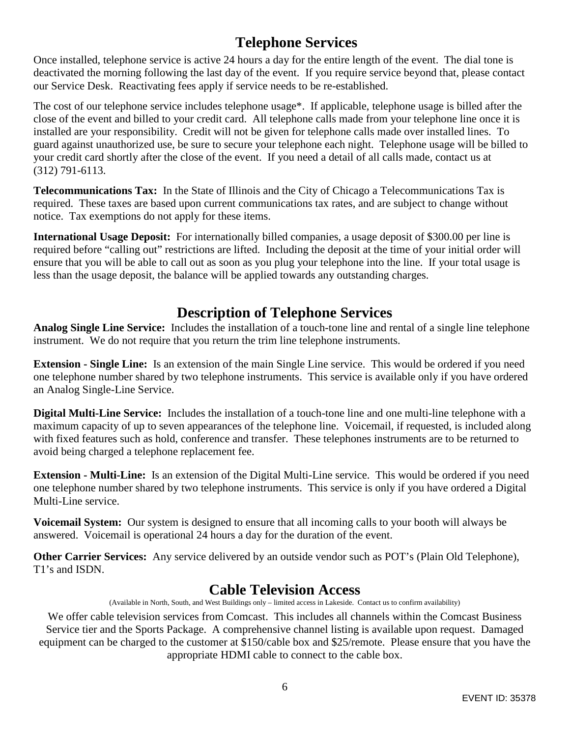## Telephone Services

Once installed, telephone service is active 24 hours a day for the entire length of the event. The dial tone is deactivated the morning following the last day of the event. If you require service beyond that, please contact our Service Desk. Reactivating fees apply if service needs to be re-established.

The cost of our telephone service includes telephone usage*. If applicable, telephone usage is billed after the close of the event and billed to your credit card. All telephone calls made from your telephone line once it is installed are your responsibility. Credit will not be given for telephone calls made over installed lines. To guard against unauthorized use, be sure to secure your telephone each night. Telephone usage will be billed to your credit card shortly after the close of the event. If you need a detail of all calls made, contact us at (312) 791-6113.

**Telecommunications Tax:** In the State of Illinois and the City of Chicago a Telecommunications Tax is required. These taxes are based upon current communications tax rates, and are subject to change without notice. Tax exemptions do not apply for these items.

**International Usage Deposit:** For internationally billed companies, a usage deposit of $300.00 per line is required before "calling out" restrictions are lifted. Including the deposit at the time of your initial order will ensure that you will be able to call out as soon as you plug your telephone into the line. If your total usage is less than the usage deposit, the balance will be applied towards any outstanding charges.

## Description of Telephone Services

**Analog Single Line Service:** Includes the installation of a touch-tone line and rental of a single line telephone instrument. We do not require that you return the trim line telephone instruments.

**Extension - Single Line:** Is an extension of the main Single Line service. This would be ordered if you need one telephone number shared by two telephone instruments. This service is available only if you have ordered an Analog Single-Line Service.

**Digital Multi-Line Service:** Includes the installation of a touch-tone line and one multi-line telephone with a maximum capacity of up to seven appearances of the telephone line. Voicemail, if requested, is included along with fixed features such as hold, conference and transfer. These telephones instruments are to be returned to avoid being charged a telephone replacement fee.

**Extension - Multi-Line:** Is an extension of the Digital Multi-Line service. This would be ordered if you need one telephone number shared by two telephone instruments. This service is only if you have ordered a Digital Multi-Line service.

**Voicemail System:** Our system is designed to ensure that all incoming calls to your booth will always be answered. Voicemail is operational 24 hours a day for the duration of the event.

**Other Carrier Services:** Any service delivered by an outside vendor such as POT's (Plain Old Telephone), T1's and ISDN.

## Cable Television Access

(Available in North, South, and West Buildings only – limited access in Lakeside. Contact us to confirm availability)

We offer cable television services from Comcast. This includes all channels within the Comcast Business Service tier and the Sports Package. A comprehensive channel listing is available upon request. Damaged equipment can be charged to the customer at $150/cable box and $25/remote. Please ensure that you have the appropriate HDMI cable to connect to the cable box.

EVENT ID: 35378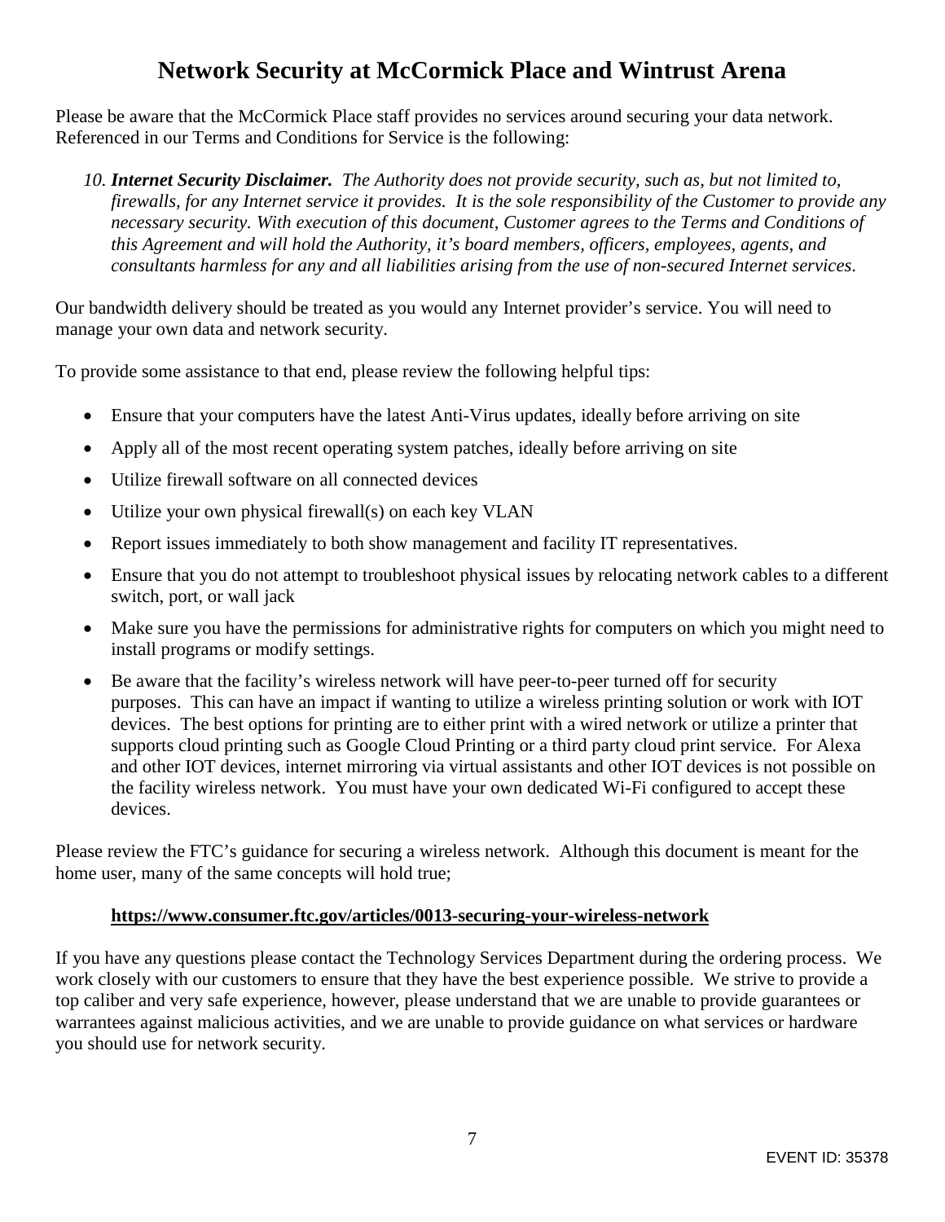# Network Security at McCormick Place and Wintrust Arena

Please be aware that the McCormick Place staff provides no services around securing your data network. Referenced in our Terms and Conditions for Service is the following:

10. ***Internet Security Disclaimer.*** *The Authority does not provide security, such as, but not limited to, firewalls, for any Internet service it provides. It is the sole responsibility of the Customer to provide any necessary security. With execution of this document, Customer agrees to the Terms and Conditions of this Agreement and will hold the Authority, it's board members, officers, employees, agents, and consultants harmless for any and all liabilities arising from the use of non-secured Internet services.*

Our bandwidth delivery should be treated as you would any Internet provider's service. You will need to manage your own data and network security.

To provide some assistance to that end, please review the following helpful tips:

- Ensure that your computers have the latest Anti-Virus updates, ideally before arriving on site
- Apply all of the most recent operating system patches, ideally before arriving on site
- Utilize firewall software on all connected devices
- Utilize your own physical firewall(s) on each key VLAN
- Report issues immediately to both show management and facility IT representatives.
- Ensure that you do not attempt to troubleshoot physical issues by relocating network cables to a different switch, port, or wall jack
- Make sure you have the permissions for administrative rights for computers on which you might need to install programs or modify settings.
- Be aware that the facility's wireless network will have peer-to-peer turned off for security purposes. This can have an impact if wanting to utilize a wireless printing solution or work with IOT devices. The best options for printing are to either print with a wired network or utilize a printer that supports cloud printing such as Google Cloud Printing or a third party cloud print service. For Alexa and other IOT devices, internet mirroring via virtual assistants and other IOT devices is not possible on the facility wireless network. You must have your own dedicated Wi-Fi configured to accept these devices.

Please review the FTC's guidance for securing a wireless network. Although this document is meant for the home user, many of the same concepts will hold true;

**https://www.consumer.ftc.gov/articles/0013-securing-your-wireless-network**

If you have any questions please contact the Technology Services Department during the ordering process. We work closely with our customers to ensure that they have the best experience possible. We strive to provide a top caliber and very safe experience, however, please understand that we are unable to provide guarantees or warrantees against malicious activities, and we are unable to provide guidance on what services or hardware you should use for network security.

EVENT ID: 35378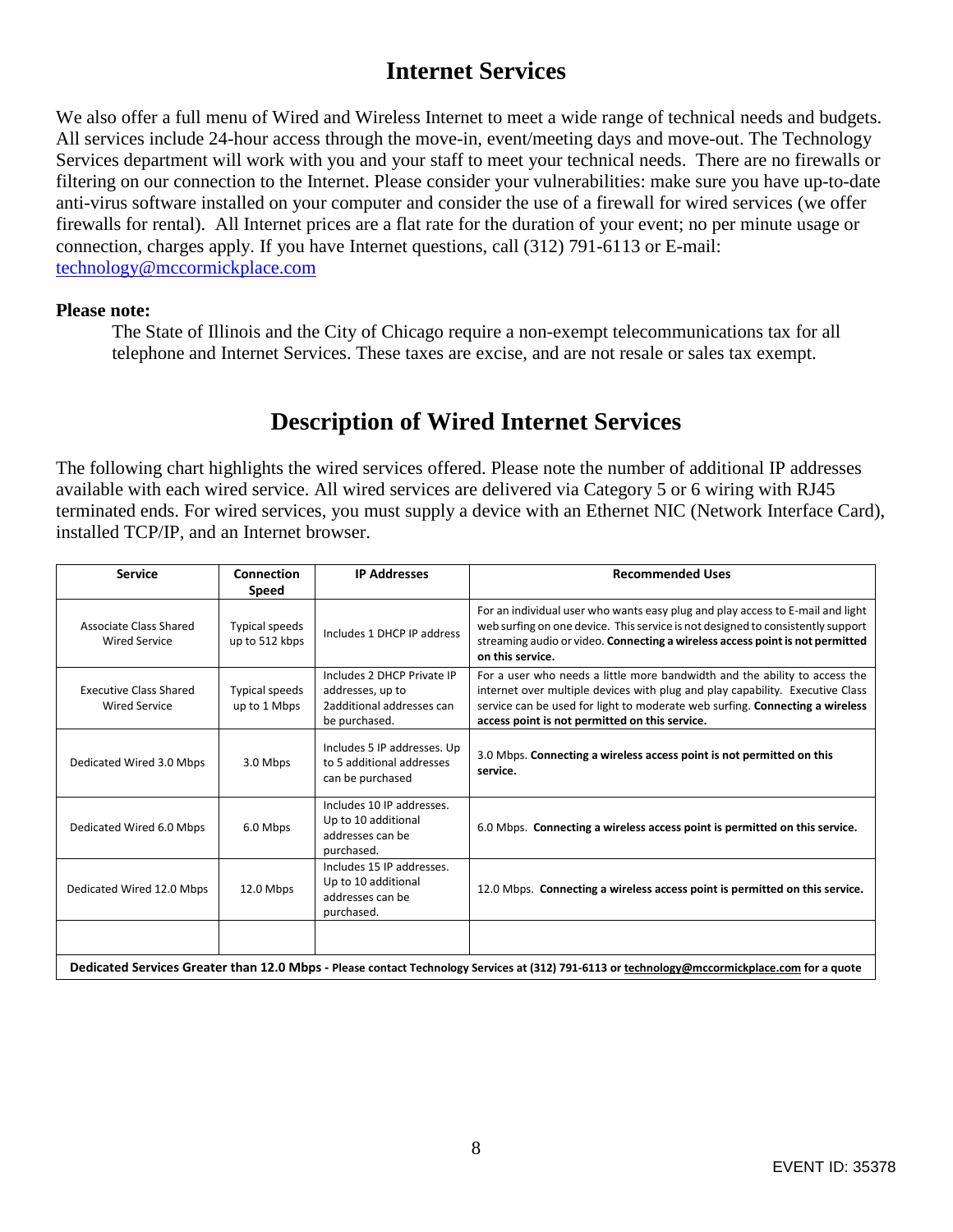# Internet Services

We also offer a full menu of Wired and Wireless Internet to meet a wide range of technical needs and budgets. All services include 24-hour access through the move-in, event/meeting days and move-out. The Technology Services department will work with you and your staff to meet your technical needs. There are no firewalls or filtering on our connection to the Internet. Please consider your vulnerabilities: make sure you have up-to-date anti-virus software installed on your computer and consider the use of a firewall for wired services (we offer firewalls for rental). All Internet prices are a flat rate for the duration of your event; no per minute usage or connection, charges apply. If you have Internet questions, call (312) 791-6113 or E-mail: technology@mccormickplace.com

**Please note:**

The State of Illinois and the City of Chicago require a non-exempt telecommunications tax for all telephone and Internet Services. These taxes are excise, and are not resale or sales tax exempt.

# Description of Wired Internet Services

The following chart highlights the wired services offered. Please note the number of additional IP addresses available with each wired service. All wired services are delivered via Category 5 or 6 wiring with RJ45 terminated ends. For wired services, you must supply a device with an Ethernet NIC (Network Interface Card), installed TCP/IP, and an Internet browser.

| Service | Connection Speed | IP Addresses | Recommended Uses |
|---|---|---|---|
| Associate Class Shared Wired Service | Typical speeds up to 512 kbps | Includes 1 DHCP IP address | For an individual user who wants easy plug and play access to E-mail and light web surfing on one device. This service is not designed to consistently support streaming audio or video. **Connecting a wireless access point is not permitted on this service.** |
| Executive Class Shared Wired Service | Typical speeds up to 1 Mbps | Includes 2 DHCP Private IP addresses, up to 2additional addresses can be purchased. | For a user who needs a little more bandwidth and the ability to access the internet over multiple devices with plug and play capability. Executive Class service can be used for light to moderate web surfing. **Connecting a wireless access point is not permitted on this service.** |
| Dedicated Wired 3.0 Mbps | 3.0 Mbps | Includes 5 IP addresses. Up to 5 additional addresses can be purchased | 3.0 Mbps. **Connecting a wireless access point is not permitted on this service.** |
| Dedicated Wired 6.0 Mbps | 6.0 Mbps | Includes 10 IP addresses. Up to 10 additional addresses can be purchased. | 6.0 Mbps. **Connecting a wireless access point is permitted on this service.** |
| Dedicated Wired 12.0 Mbps | 12.0 Mbps | Includes 15 IP addresses. Up to 10 additional addresses can be purchased. | 12.0 Mbps. **Connecting a wireless access point is permitted on this service.** |
| | | | |
| **Dedicated Services Greater than 12.0 Mbps - Please contact Technology Services at (312) 791-6113 or technology@mccormickplace.com for a quote** | | | |

EVENT ID: 35378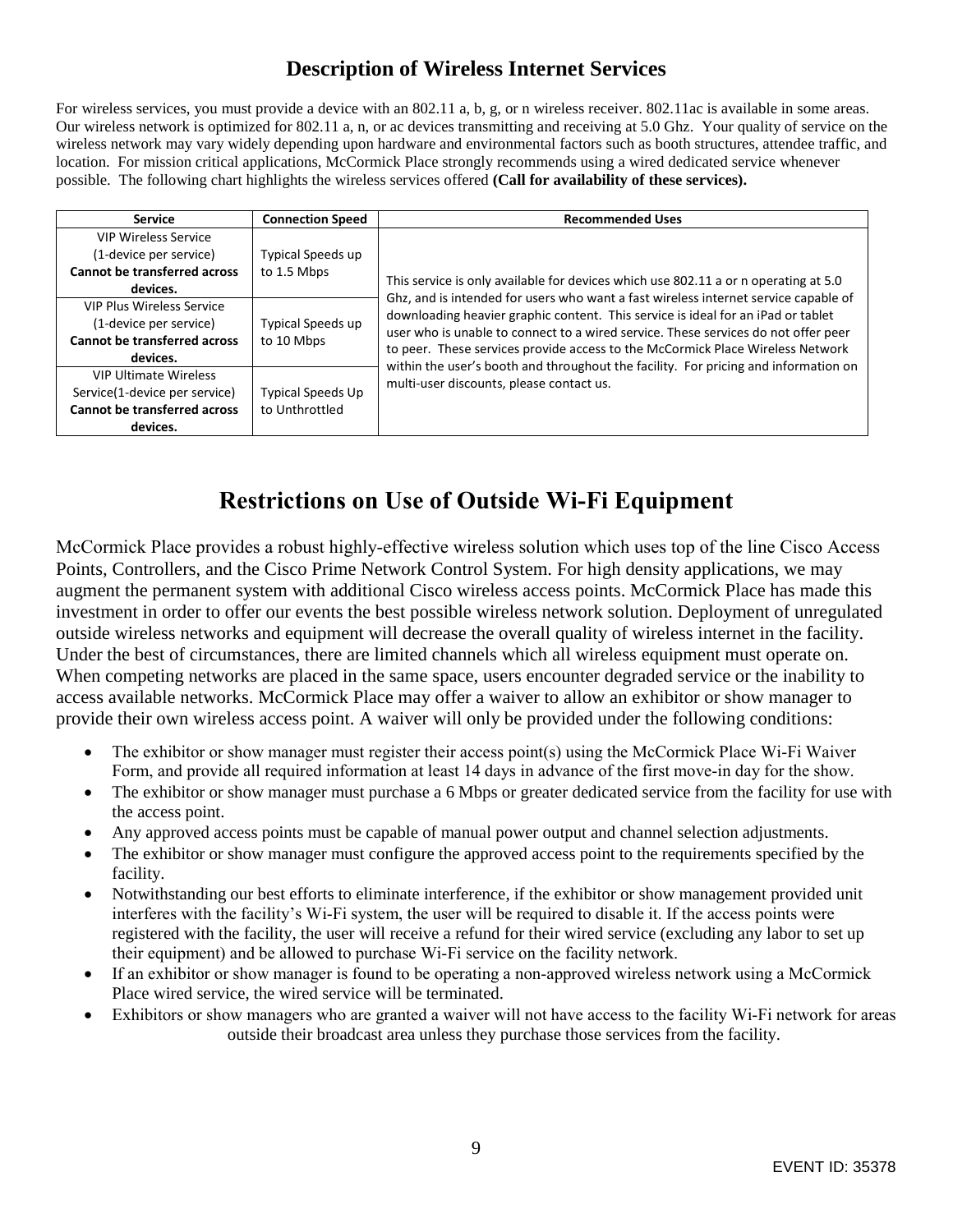# Description of Wireless Internet Services

For wireless services, you must provide a device with an 802.11 a, b, g, or n wireless receiver. 802.11ac is available in some areas. Our wireless network is optimized for 802.11 a, n, or ac devices transmitting and receiving at 5.0 Ghz. Your quality of service on the wireless network may vary widely depending upon hardware and environmental factors such as booth structures, attendee traffic, and location. For mission critical applications, McCormick Place strongly recommends using a wired dedicated service whenever possible. The following chart highlights the wireless services offered **(Call for availability of these services).**

| Service | Connection Speed | Recommended Uses |
|---|---|---|
| VIP Wireless Service (1-device per service) **Cannot be transferred across devices.** | Typical Speeds up to 1.5 Mbps | This service is only available for devices which use 802.11 a or n operating at 5.0 Ghz, and is intended for users who want a fast wireless internet service capable of downloading heavier graphic content. This service is ideal for an iPad or tablet user who is unable to connect to a wired service. These services do not offer peer to peer. These services provide access to the McCormick Place Wireless Network within the user's booth and throughout the facility. For pricing and information on multi-user discounts, please contact us. |
| VIP Plus Wireless Service (1-device per service) **Cannot be transferred across devices.** | Typical Speeds up to 10 Mbps | |
| VIP Ultimate Wireless Service(1-device per service) **Cannot be transferred across devices.** | Typical Speeds Up to Unthrottled | |

# Restrictions on Use of Outside Wi-Fi Equipment

McCormick Place provides a robust highly-effective wireless solution which uses top of the line Cisco Access Points, Controllers, and the Cisco Prime Network Control System. For high density applications, we may augment the permanent system with additional Cisco wireless access points. McCormick Place has made this investment in order to offer our events the best possible wireless network solution. Deployment of unregulated outside wireless networks and equipment will decrease the overall quality of wireless internet in the facility. Under the best of circumstances, there are limited channels which all wireless equipment must operate on. When competing networks are placed in the same space, users encounter degraded service or the inability to access available networks. McCormick Place may offer a waiver to allow an exhibitor or show manager to provide their own wireless access point. A waiver will only be provided under the following conditions:

- The exhibitor or show manager must register their access point(s) using the McCormick Place Wi-Fi Waiver Form, and provide all required information at least 14 days in advance of the first move-in day for the show.
- The exhibitor or show manager must purchase a 6 Mbps or greater dedicated service from the facility for use with the access point.
- Any approved access points must be capable of manual power output and channel selection adjustments.
- The exhibitor or show manager must configure the approved access point to the requirements specified by the facility.
- Notwithstanding our best efforts to eliminate interference, if the exhibitor or show management provided unit interferes with the facility's Wi-Fi system, the user will be required to disable it. If the access points were registered with the facility, the user will receive a refund for their wired service (excluding any labor to set up their equipment) and be allowed to purchase Wi-Fi service on the facility network.
- If an exhibitor or show manager is found to be operating a non-approved wireless network using a McCormick Place wired service, the wired service will be terminated.
- Exhibitors or show managers who are granted a waiver will not have access to the facility Wi-Fi network for areas outside their broadcast area unless they purchase those services from the facility.

EVENT ID: 35378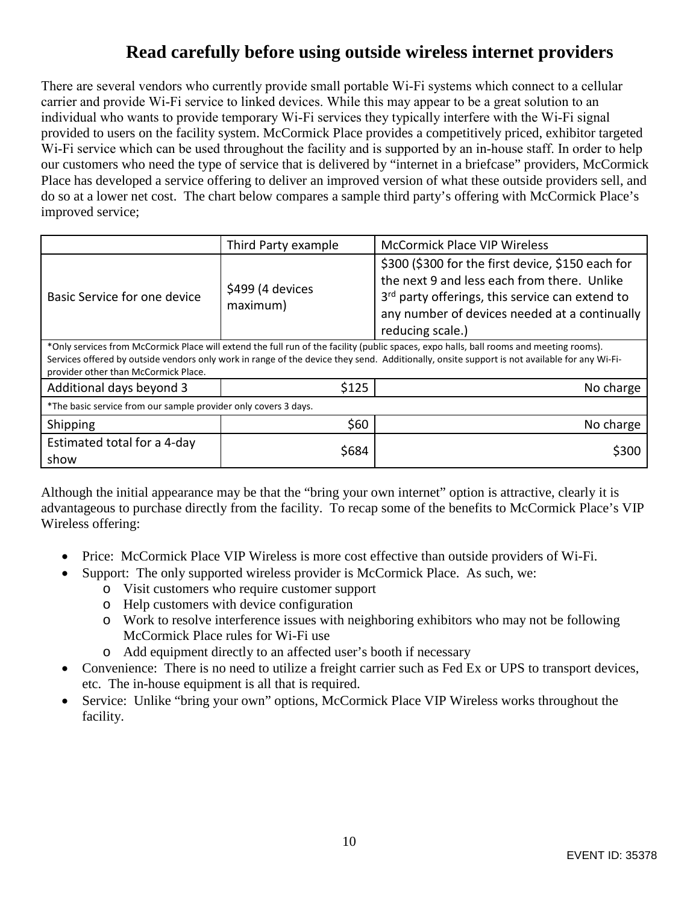# Read carefully before using outside wireless internet providers

There are several vendors who currently provide small portable Wi-Fi systems which connect to a cellular carrier and provide Wi-Fi service to linked devices. While this may appear to be a great solution to an individual who wants to provide temporary Wi-Fi services they typically interfere with the Wi-Fi signal provided to users on the facility system. McCormick Place provides a competitively priced, exhibitor targeted Wi-Fi service which can be used throughout the facility and is supported by an in-house staff. In order to help our customers who need the type of service that is delivered by "internet in a briefcase" providers, McCormick Place has developed a service offering to deliver an improved version of what these outside providers sell, and do so at a lower net cost. The chart below compares a sample third party's offering with McCormick Place's improved service;

| | Third Party example | McCormick Place VIP Wireless |
|---|---|---|
| Basic Service for one device | $499 (4 devices maximum) | $300 ($300 for the first device, $150 each for the next 9 and less each from there. Unlike 3rd party offerings, this service can extend to any number of devices needed at a continually reducing scale.) |
| *Only services from McCormick Place will extend the full run of the facility (public spaces, expo halls, ball rooms and meeting rooms). Services offered by outside vendors only work in range of the device they send. Additionally, onsite support is not available for any Wi-Fi-provider other than McCormick Place. | | |
| Additional days beyond 3 | $125 | No charge |
| *The basic service from our sample provider only covers 3 days. | | |
| Shipping | $60 | No charge |
| Estimated total for a 4-day show | $684 | $300 |

Although the initial appearance may be that the "bring your own internet" option is attractive, clearly it is advantageous to purchase directly from the facility. To recap some of the benefits to McCormick Place's VIP Wireless offering:

- Price: McCormick Place VIP Wireless is more cost effective than outside providers of Wi-Fi.
- Support: The only supported wireless provider is McCormick Place. As such, we:
  - Visit customers who require customer support
  - Help customers with device configuration
  - Work to resolve interference issues with neighboring exhibitors who may not be following McCormick Place rules for Wi-Fi use
  - Add equipment directly to an affected user's booth if necessary
- Convenience: There is no need to utilize a freight carrier such as Fed Ex or UPS to transport devices, etc. The in-house equipment is all that is required.
- Service: Unlike "bring your own" options, McCormick Place VIP Wireless works throughout the facility.

EVENT ID: 35378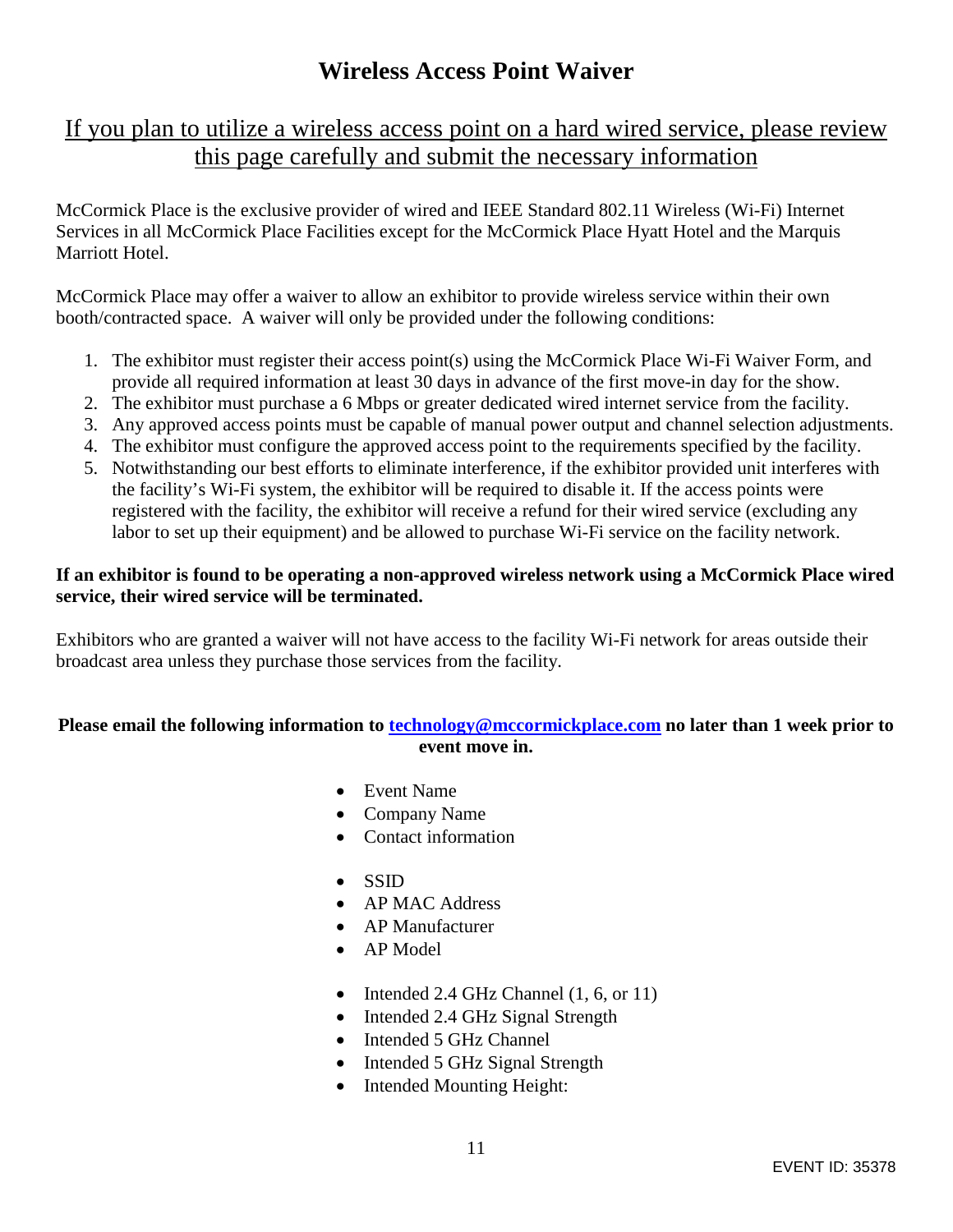# Wireless Access Point Waiver

## If you plan to utilize a wireless access point on a hard wired service, please review this page carefully and submit the necessary information

McCormick Place is the exclusive provider of wired and IEEE Standard 802.11 Wireless (Wi-Fi) Internet Services in all McCormick Place Facilities except for the McCormick Place Hyatt Hotel and the Marquis Marriott Hotel.

McCormick Place may offer a waiver to allow an exhibitor to provide wireless service within their own booth/contracted space. A waiver will only be provided under the following conditions:

1. The exhibitor must register their access point(s) using the McCormick Place Wi-Fi Waiver Form, and provide all required information at least 30 days in advance of the first move-in day for the show.
2. The exhibitor must purchase a 6 Mbps or greater dedicated wired internet service from the facility.
3. Any approved access points must be capable of manual power output and channel selection adjustments.
4. The exhibitor must configure the approved access point to the requirements specified by the facility.
5. Notwithstanding our best efforts to eliminate interference, if the exhibitor provided unit interferes with the facility's Wi-Fi system, the exhibitor will be required to disable it. If the access points were registered with the facility, the exhibitor will receive a refund for their wired service (excluding any labor to set up their equipment) and be allowed to purchase Wi-Fi service on the facility network.

**If an exhibitor is found to be operating a non-approved wireless network using a McCormick Place wired service, their wired service will be terminated.**

Exhibitors who are granted a waiver will not have access to the facility Wi-Fi network for areas outside their broadcast area unless they purchase those services from the facility.

**Please email the following information to technology@mccormickplace.com no later than 1 week prior to event move in.**

- Event Name
- Company Name
- Contact information

- SSID
- AP MAC Address
- AP Manufacturer
- AP Model

- Intended 2.4 GHz Channel (1, 6, or 11)
- Intended 2.4 GHz Signal Strength
- Intended 5 GHz Channel
- Intended 5 GHz Signal Strength
- Intended Mounting Height:

EVENT ID: 35378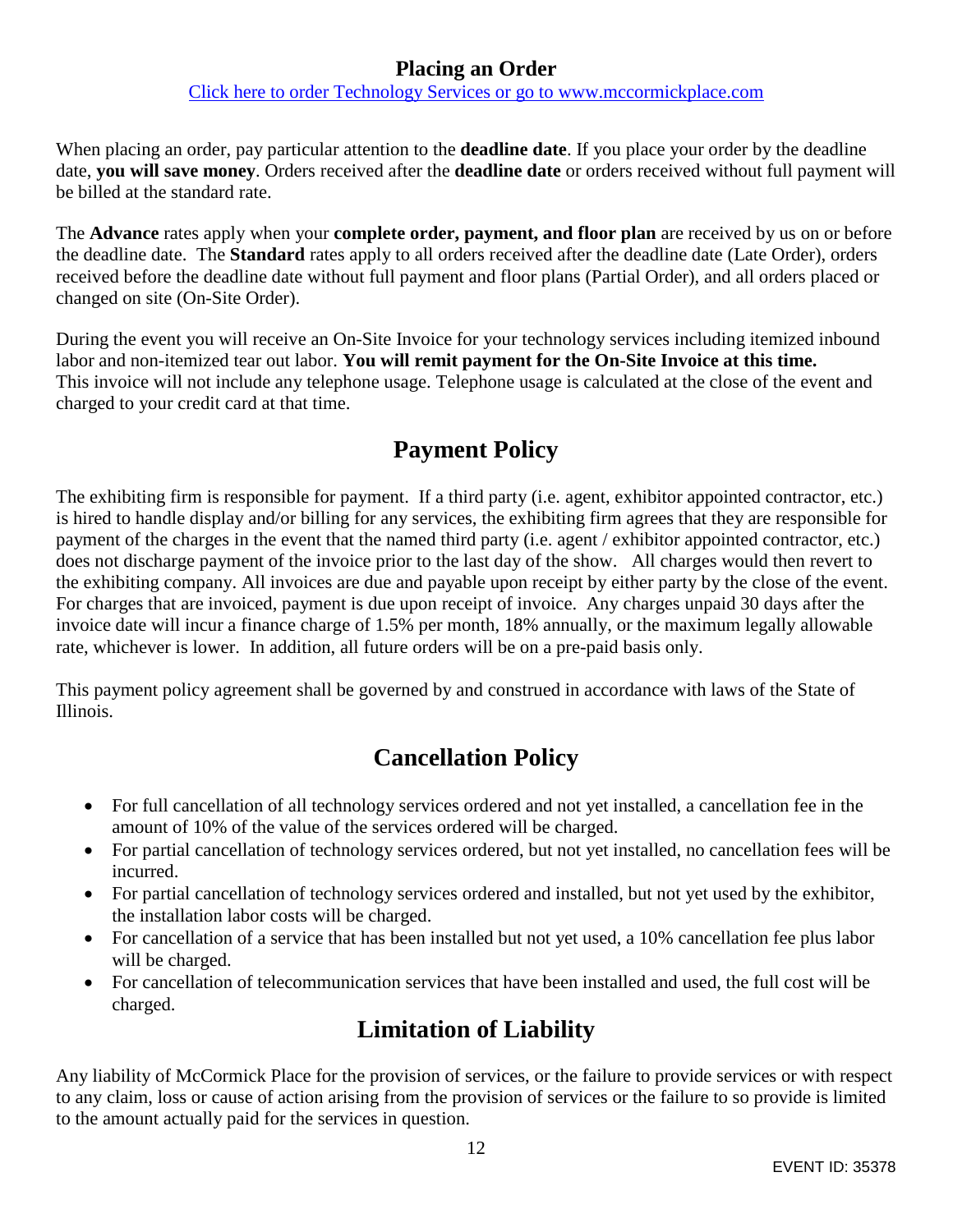## Placing an Order

[Click here to order Technology Services or go to www.mccormickplace.com](http://www.mccormickplace.com)

When placing an order, pay particular attention to the **deadline date**. If you place your order by the deadline date, **you will save money**. Orders received after the **deadline date** or orders received without full payment will be billed at the standard rate.

The **Advance** rates apply when your **complete order, payment, and floor plan** are received by us on or before the deadline date. The **Standard** rates apply to all orders received after the deadline date (Late Order), orders received before the deadline date without full payment and floor plans (Partial Order), and all orders placed or changed on site (On-Site Order).

During the event you will receive an On-Site Invoice for your technology services including itemized inbound labor and non-itemized tear out labor. **You will remit payment for the On-Site Invoice at this time.** This invoice will not include any telephone usage. Telephone usage is calculated at the close of the event and charged to your credit card at that time.

# Payment Policy

The exhibiting firm is responsible for payment. If a third party (i.e. agent, exhibitor appointed contractor, etc.) is hired to handle display and/or billing for any services, the exhibiting firm agrees that they are responsible for payment of the charges in the event that the named third party (i.e. agent / exhibitor appointed contractor, etc.) does not discharge payment of the invoice prior to the last day of the show. All charges would then revert to the exhibiting company. All invoices are due and payable upon receipt by either party by the close of the event. For charges that are invoiced, payment is due upon receipt of invoice. Any charges unpaid 30 days after the invoice date will incur a finance charge of 1.5% per month, 18% annually, or the maximum legally allowable rate, whichever is lower. In addition, all future orders will be on a pre-paid basis only.

This payment policy agreement shall be governed by and construed in accordance with laws of the State of Illinois.

# Cancellation Policy

- For full cancellation of all technology services ordered and not yet installed, a cancellation fee in the amount of 10% of the value of the services ordered will be charged.
- For partial cancellation of technology services ordered, but not yet installed, no cancellation fees will be incurred.
- For partial cancellation of technology services ordered and installed, but not yet used by the exhibitor, the installation labor costs will be charged.
- For cancellation of a service that has been installed but not yet used, a 10% cancellation fee plus labor will be charged.
- For cancellation of telecommunication services that have been installed and used, the full cost will be charged.

# Limitation of Liability

Any liability of McCormick Place for the provision of services, or the failure to provide services or with respect to any claim, loss or cause of action arising from the provision of services or the failure to so provide is limited to the amount actually paid for the services in question.

EVENT ID: 35378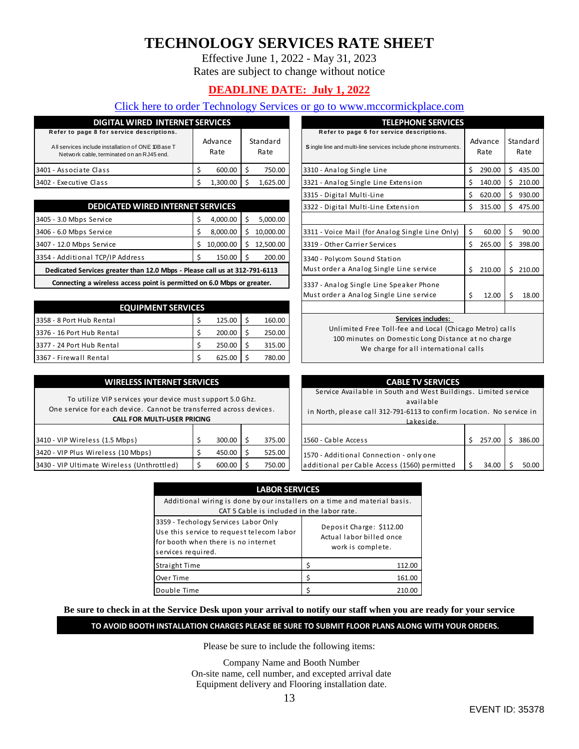# TECHNOLOGY SERVICES RATE SHEET

Effective June 1, 2022 - May 31, 2023
Rates are subject to change without notice

**DEADLINE DATE: July 1, 2022**

Click here to order Technology Services or go to www.mccormickplace.com

| DIGITAL WIRED INTERNET SERVICES | | |
|---|---|---|
| Refer to page 8 for service descriptions. All services include installation of ONE 10Base T Network cable, terminated on an RJ45 end. | Advance Rate | Standard Rate |
| 3401 - Associate Class | $ 600.00 | $ 750.00 |
| 3402 - Executive Class | $ 1,300.00 | $ 1,625.00 |

| DEDICATED WIRED INTERNET SERVICES | | |
|---|---|---|
| 3405 - 3.0 Mbps Service | $ 4,000.00 | $ 5,000.00 |
| 3406 - 6.0 Mbps Service | $ 8,000.00 | $ 10,000.00 |
| 3407 - 12.0 Mbps Service | $ 10,000.00 | $ 12,500.00 |
| 3354 - Additional TCP/IP Address | $ 150.00 | $ 200.00 |
| **Dedicated Services greater than 12.0 Mbps - Please call us at 312-791-6113** | | |
| **Connecting a wireless access point is permitted on 6.0 Mbps or greater.** | | |

| EQUIPMENT SERVICES | | |
|---|---|---|
| 3358 - 8 Port Hub Rental | $ 125.00 | $ 160.00 |
| 3376 - 16 Port Hub Rental | $ 200.00 | $ 250.00 |
| 3377 - 24 Port Hub Rental | $ 250.00 | $ 315.00 |
| 3367 - Firewall Rental | $ 625.00 | $ 780.00 |

| TELEPHONE SERVICES | | |
|---|---|---|
| Refer to page 6 for service descriptions. Single line and multi-line services include phone instruments. | Advance Rate | Standard Rate |
| 3310 - Analog Single Line | $ 290.00 | $ 435.00 |
| 3321 - Analog Single Line Extension | $ 140.00 | $ 210.00 |
| 3315 - Digital Multi-Line | $ 620.00 | $ 930.00 |
| 3322 - Digital Multi-Line Extension | $ 315.00 | $ 475.00 |
| 3311 - Voice Mail (for Analog Single Line Only) | $ 60.00 | $ 90.00 |
| 3319 - Other Carrier Services | $ 265.00 | $ 398.00 |
| 3340 - Polycom Sound Station<br>Must order a Analog Single Line service | $ 210.00 | $ 210.00 |
| 3337 - Analog Single Line Speaker Phone<br>Must order a Analog Single Line service | $ 12.00 | $ 18.00 |

**Services includes:**
Unlimited Free Toll-fee and Local (Chicago Metro) calls
100 minutes on Domestic Long Distance at no charge
We charge for all international calls

| WIRELESS INTERNET SERVICES | | |
|---|---|---|
| To utilize VIP services your device must support 5.0 Ghz. One service for each device. Cannot be transferred across devices. **CALL FOR MULTI-USER PRICING** | | |
| 3410 - VIP Wireless (1.5 Mbps) | $ 300.00 | $ 375.00 |
| 3420 - VIP Plus Wireless (10 Mbps) | $ 450.00 | $ 525.00 |
| 3430 - VIP Ultimate Wireless (Unthrottled) | $ 600.00 | $ 750.00 |

| CABLE TV SERVICES | | |
|---|---|---|
| Service Available in South and West Buildings. Limited service available in North, please call 312-791-6113 to confirm location. No service in Lakeside. | | |
| 1560 - Cable Access | $ 257.00 | $ 386.00 |
| 1570 - Additional Connection - only one additional per Cable Access (1560) permitted | $ 34.00 | $ 50.00 |

| LABOR SERVICES | |
|---|---|
| Additional wiring is done by our installers on a time and material basis. CAT 5 Cable is included in the labor rate. | |
| 3359 - Techology Services Labor Only<br>Use this service to request telecom labor for booth when there is no internet services required. | Deposit Charge: $112.00<br>Actual labor billed once work is complete. |
| Straight Time | $ 112.00 |
| Over Time | $ 161.00 |
| Double Time | $ 210.00 |

**Be sure to check in at the Service Desk upon your arrival to notify our staff when you are ready for your service**

**TO AVOID BOOTH INSTALLATION CHARGES PLEASE BE SURE TO SUBMIT FLOOR PLANS ALONG WITH YOUR ORDERS.**

Please be sure to include the following items:

Company Name and Booth Number
On-site name, cell number, and excepted arrival date
Equipment delivery and Flooring installation date.

EVENT ID: 35378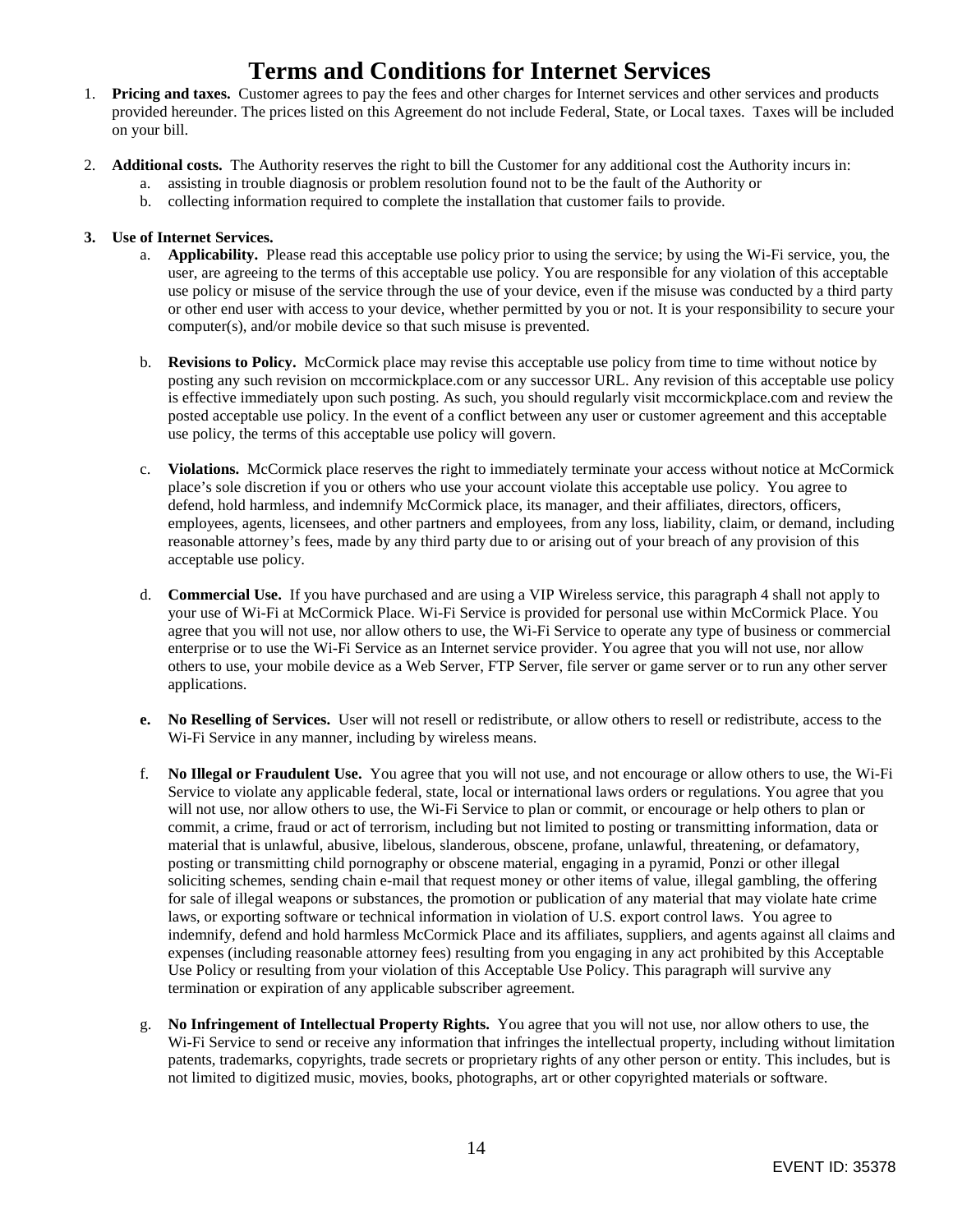# Terms and Conditions for Internet Services

1. **Pricing and taxes.** Customer agrees to pay the fees and other charges for Internet services and other services and products provided hereunder. The prices listed on this Agreement do not include Federal, State, or Local taxes. Taxes will be included on your bill.

2. **Additional costs.** The Authority reserves the right to bill the Customer for any additional cost the Authority incurs in:
   a. assisting in trouble diagnosis or problem resolution found not to be the fault of the Authority or
   b. collecting information required to complete the installation that customer fails to provide.

3. **Use of Internet Services.**
   a. **Applicability.** Please read this acceptable use policy prior to using the service; by using the Wi-Fi service, you, the user, are agreeing to the terms of this acceptable use policy. You are responsible for any violation of this acceptable use policy or misuse of the service through the use of your device, even if the misuse was conducted by a third party or other end user with access to your device, whether permitted by you or not. It is your responsibility to secure your computer(s), and/or mobile device so that such misuse is prevented.

   b. **Revisions to Policy.** McCormick place may revise this acceptable use policy from time to time without notice by posting any such revision on mccormickplace.com or any successor URL. Any revision of this acceptable use policy is effective immediately upon such posting. As such, you should regularly visit mccormickplace.com and review the posted acceptable use policy. In the event of a conflict between any user or customer agreement and this acceptable use policy, the terms of this acceptable use policy will govern.

   c. **Violations.** McCormick place reserves the right to immediately terminate your access without notice at McCormick place's sole discretion if you or others who use your account violate this acceptable use policy. You agree to defend, hold harmless, and indemnify McCormick place, its manager, and their affiliates, directors, officers, employees, agents, licensees, and other partners and employees, from any loss, liability, claim, or demand, including reasonable attorney's fees, made by any third party due to or arising out of your breach of any provision of this acceptable use policy.

   d. **Commercial Use.** If you have purchased and are using a VIP Wireless service, this paragraph 4 shall not apply to your use of Wi-Fi at McCormick Place. Wi-Fi Service is provided for personal use within McCormick Place. You agree that you will not use, nor allow others to use, the Wi-Fi Service to operate any type of business or commercial enterprise or to use the Wi-Fi Service as an Internet service provider. You agree that you will not use, nor allow others to use, your mobile device as a Web Server, FTP Server, file server or game server or to run any other server applications.

   **e. No Reselling of Services.** User will not resell or redistribute, or allow others to resell or redistribute, access to the Wi-Fi Service in any manner, including by wireless means.

   f. **No Illegal or Fraudulent Use.** You agree that you will not use, and not encourage or allow others to use, the Wi-Fi Service to violate any applicable federal, state, local or international laws orders or regulations. You agree that you will not use, nor allow others to use, the Wi-Fi Service to plan or commit, or encourage or help others to plan or commit, a crime, fraud or act of terrorism, including but not limited to posting or transmitting information, data or material that is unlawful, abusive, libelous, slanderous, obscene, profane, unlawful, threatening, or defamatory, posting or transmitting child pornography or obscene material, engaging in a pyramid, Ponzi or other illegal soliciting schemes, sending chain e-mail that request money or other items of value, illegal gambling, the offering for sale of illegal weapons or substances, the promotion or publication of any material that may violate hate crime laws, or exporting software or technical information in violation of U.S. export control laws. You agree to indemnify, defend and hold harmless McCormick Place and its affiliates, suppliers, and agents against all claims and expenses (including reasonable attorney fees) resulting from you engaging in any act prohibited by this Acceptable Use Policy or resulting from your violation of this Acceptable Use Policy. This paragraph will survive any termination or expiration of any applicable subscriber agreement.

   g. **No Infringement of Intellectual Property Rights.** You agree that you will not use, nor allow others to use, the Wi-Fi Service to send or receive any information that infringes the intellectual property, including without limitation patents, trademarks, copyrights, trade secrets or proprietary rights of any other person or entity. This includes, but is not limited to digitized music, movies, books, photographs, art or other copyrighted materials or software.

EVENT ID: 35378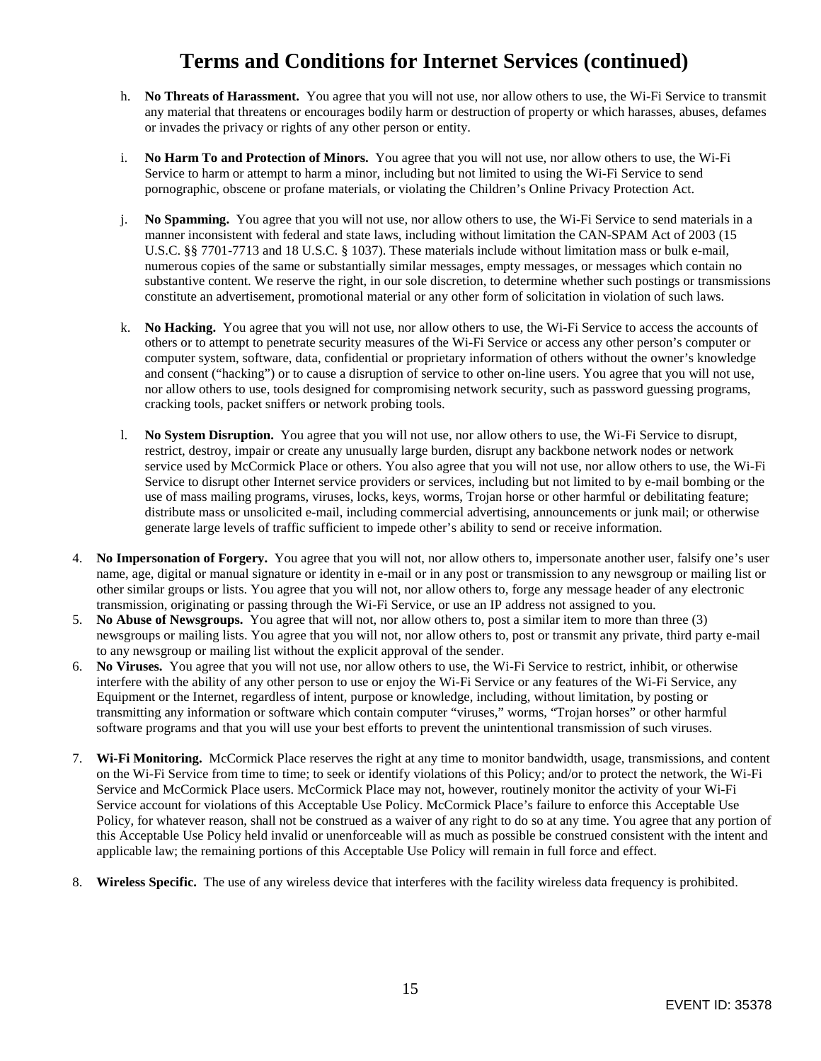# Terms and Conditions for Internet Services (continued)

h. **No Threats of Harassment.** You agree that you will not use, nor allow others to use, the Wi-Fi Service to transmit any material that threatens or encourages bodily harm or destruction of property or which harasses, abuses, defames or invades the privacy or rights of any other person or entity.

i. **No Harm To and Protection of Minors.** You agree that you will not use, nor allow others to use, the Wi-Fi Service to harm or attempt to harm a minor, including but not limited to using the Wi-Fi Service to send pornographic, obscene or profane materials, or violating the Children's Online Privacy Protection Act.

j. **No Spamming.** You agree that you will not use, nor allow others to use, the Wi-Fi Service to send materials in a manner inconsistent with federal and state laws, including without limitation the CAN-SPAM Act of 2003 (15 U.S.C. §§ 7701-7713 and 18 U.S.C. § 1037). These materials include without limitation mass or bulk e-mail, numerous copies of the same or substantially similar messages, empty messages, or messages which contain no substantive content. We reserve the right, in our sole discretion, to determine whether such postings or transmissions constitute an advertisement, promotional material or any other form of solicitation in violation of such laws.

k. **No Hacking.** You agree that you will not use, nor allow others to use, the Wi-Fi Service to access the accounts of others or to attempt to penetrate security measures of the Wi-Fi Service or access any other person's computer or computer system, software, data, confidential or proprietary information of others without the owner's knowledge and consent ("hacking") or to cause a disruption of service to other on-line users. You agree that you will not use, nor allow others to use, tools designed for compromising network security, such as password guessing programs, cracking tools, packet sniffers or network probing tools.

l. **No System Disruption.** You agree that you will not use, nor allow others to use, the Wi-Fi Service to disrupt, restrict, destroy, impair or create any unusually large burden, disrupt any backbone network nodes or network service used by McCormick Place or others. You also agree that you will not use, nor allow others to use, the Wi-Fi Service to disrupt other Internet service providers or services, including but not limited to by e-mail bombing or the use of mass mailing programs, viruses, locks, keys, worms, Trojan horse or other harmful or debilitating feature; distribute mass or unsolicited e-mail, including commercial advertising, announcements or junk mail; or otherwise generate large levels of traffic sufficient to impede other's ability to send or receive information.

4. **No Impersonation of Forgery.** You agree that you will not, nor allow others to, impersonate another user, falsify one's user name, age, digital or manual signature or identity in e-mail or in any post or transmission to any newsgroup or mailing list or other similar groups or lists. You agree that you will not, nor allow others to, forge any message header of any electronic transmission, originating or passing through the Wi-Fi Service, or use an IP address not assigned to you.
5. **No Abuse of Newsgroups.** You agree that will not, nor allow others to, post a similar item to more than three (3) newsgroups or mailing lists. You agree that you will not, nor allow others to, post or transmit any private, third party e-mail to any newsgroup or mailing list without the explicit approval of the sender.
6. **No Viruses.** You agree that you will not use, nor allow others to use, the Wi-Fi Service to restrict, inhibit, or otherwise interfere with the ability of any other person to use or enjoy the Wi-Fi Service or any features of the Wi-Fi Service, any Equipment or the Internet, regardless of intent, purpose or knowledge, including, without limitation, by posting or transmitting any information or software which contain computer "viruses," worms, "Trojan horses" or other harmful software programs and that you will use your best efforts to prevent the unintentional transmission of such viruses.

7. **Wi-Fi Monitoring.** McCormick Place reserves the right at any time to monitor bandwidth, usage, transmissions, and content on the Wi-Fi Service from time to time; to seek or identify violations of this Policy; and/or to protect the network, the Wi-Fi Service and McCormick Place users. McCormick Place may not, however, routinely monitor the activity of your Wi-Fi Service account for violations of this Acceptable Use Policy. McCormick Place's failure to enforce this Acceptable Use Policy, for whatever reason, shall not be construed as a waiver of any right to do so at any time. You agree that any portion of this Acceptable Use Policy held invalid or unenforceable will as much as possible be construed consistent with the intent and applicable law; the remaining portions of this Acceptable Use Policy will remain in full force and effect.

8. **Wireless Specific.** The use of any wireless device that interferes with the facility wireless data frequency is prohibited.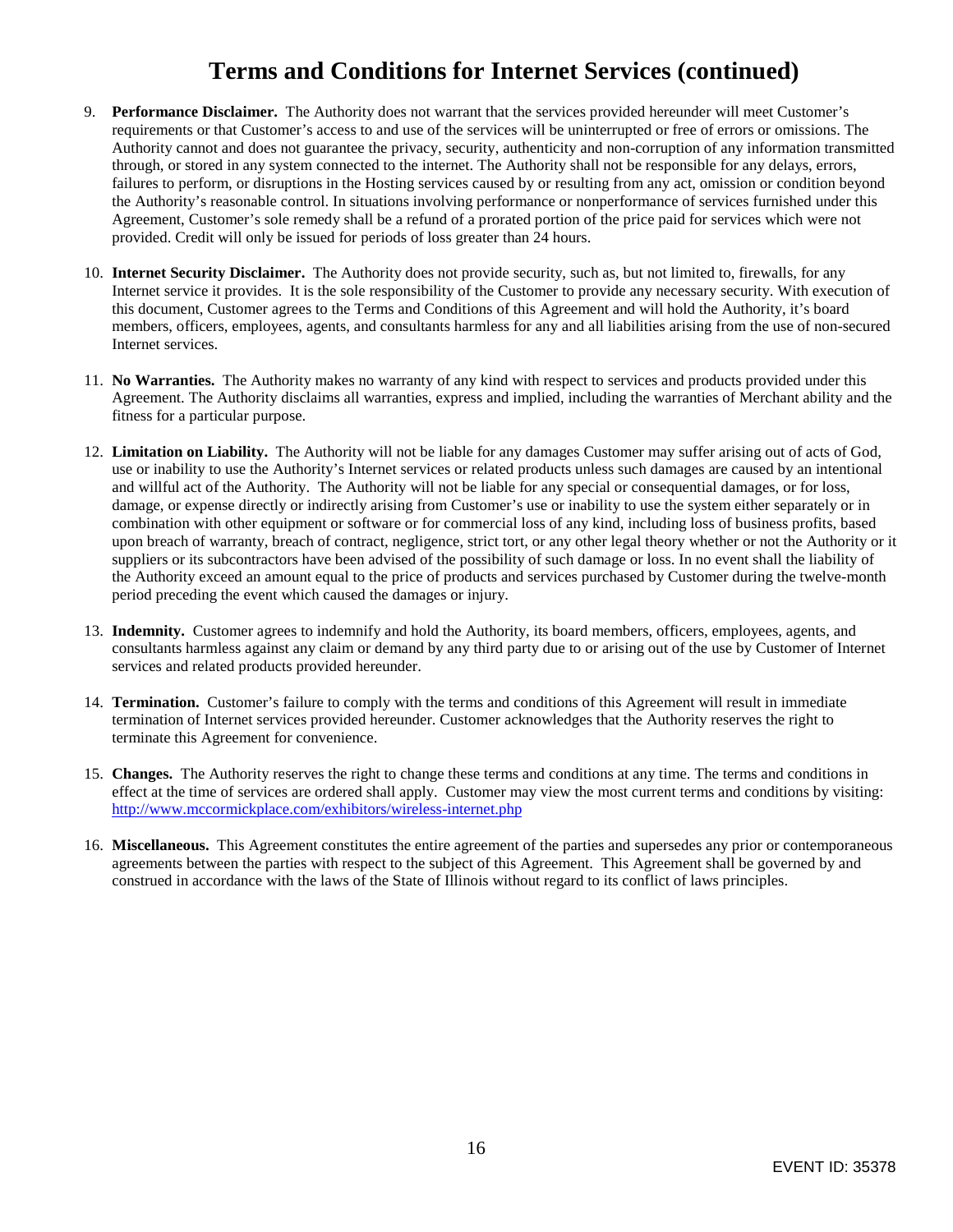# Terms and Conditions for Internet Services (continued)

9. **Performance Disclaimer.** The Authority does not warrant that the services provided hereunder will meet Customer's requirements or that Customer's access to and use of the services will be uninterrupted or free of errors or omissions. The Authority cannot and does not guarantee the privacy, security, authenticity and non-corruption of any information transmitted through, or stored in any system connected to the internet. The Authority shall not be responsible for any delays, errors, failures to perform, or disruptions in the Hosting services caused by or resulting from any act, omission or condition beyond the Authority's reasonable control. In situations involving performance or nonperformance of services furnished under this Agreement, Customer's sole remedy shall be a refund of a prorated portion of the price paid for services which were not provided. Credit will only be issued for periods of loss greater than 24 hours.

10. **Internet Security Disclaimer.** The Authority does not provide security, such as, but not limited to, firewalls, for any Internet service it provides. It is the sole responsibility of the Customer to provide any necessary security. With execution of this document, Customer agrees to the Terms and Conditions of this Agreement and will hold the Authority, it's board members, officers, employees, agents, and consultants harmless for any and all liabilities arising from the use of non-secured Internet services.

11. **No Warranties.** The Authority makes no warranty of any kind with respect to services and products provided under this Agreement. The Authority disclaims all warranties, express and implied, including the warranties of Merchant ability and the fitness for a particular purpose.

12. **Limitation on Liability.** The Authority will not be liable for any damages Customer may suffer arising out of acts of God, use or inability to use the Authority's Internet services or related products unless such damages are caused by an intentional and willful act of the Authority. The Authority will not be liable for any special or consequential damages, or for loss, damage, or expense directly or indirectly arising from Customer's use or inability to use the system either separately or in combination with other equipment or software or for commercial loss of any kind, including loss of business profits, based upon breach of warranty, breach of contract, negligence, strict tort, or any other legal theory whether or not the Authority or it suppliers or its subcontractors have been advised of the possibility of such damage or loss. In no event shall the liability of the Authority exceed an amount equal to the price of products and services purchased by Customer during the twelve-month period preceding the event which caused the damages or injury.

13. **Indemnity.** Customer agrees to indemnify and hold the Authority, its board members, officers, employees, agents, and consultants harmless against any claim or demand by any third party due to or arising out of the use by Customer of Internet services and related products provided hereunder.

14. **Termination.** Customer's failure to comply with the terms and conditions of this Agreement will result in immediate termination of Internet services provided hereunder. Customer acknowledges that the Authority reserves the right to terminate this Agreement for convenience.

15. **Changes.** The Authority reserves the right to change these terms and conditions at any time. The terms and conditions in effect at the time of services are ordered shall apply. Customer may view the most current terms and conditions by visiting: http://www.mccormickplace.com/exhibitors/wireless-internet.php

16. **Miscellaneous.** This Agreement constitutes the entire agreement of the parties and supersedes any prior or contemporaneous agreements between the parties with respect to the subject of this Agreement. This Agreement shall be governed by and construed in accordance with the laws of the State of Illinois without regard to its conflict of laws principles.

EVENT ID: 35378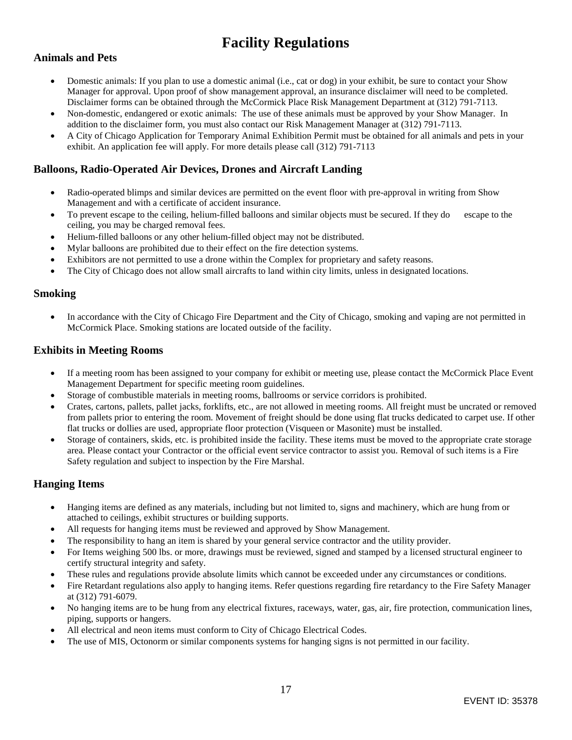# Facility Regulations

## Animals and Pets

- Domestic animals: If you plan to use a domestic animal (i.e., cat or dog) in your exhibit, be sure to contact your Show Manager for approval. Upon proof of show management approval, an insurance disclaimer will need to be completed. Disclaimer forms can be obtained through the McCormick Place Risk Management Department at (312) 791-7113.
- Non-domestic, endangered or exotic animals: The use of these animals must be approved by your Show Manager. In addition to the disclaimer form, you must also contact our Risk Management Manager at (312) 791-7113.
- A City of Chicago Application for Temporary Animal Exhibition Permit must be obtained for all animals and pets in your exhibit. An application fee will apply. For more details please call (312) 791-7113

## Balloons, Radio-Operated Air Devices, Drones and Aircraft Landing

- Radio-operated blimps and similar devices are permitted on the event floor with pre-approval in writing from Show Management and with a certificate of accident insurance.
- To prevent escape to the ceiling, helium-filled balloons and similar objects must be secured. If they do escape to the ceiling, you may be charged removal fees.
- Helium-filled balloons or any other helium-filled object may not be distributed.
- Mylar balloons are prohibited due to their effect on the fire detection systems.
- Exhibitors are not permitted to use a drone within the Complex for proprietary and safety reasons.
- The City of Chicago does not allow small aircrafts to land within city limits, unless in designated locations.

## Smoking

- In accordance with the City of Chicago Fire Department and the City of Chicago, smoking and vaping are not permitted in McCormick Place. Smoking stations are located outside of the facility.

## Exhibits in Meeting Rooms

- If a meeting room has been assigned to your company for exhibit or meeting use, please contact the McCormick Place Event Management Department for specific meeting room guidelines.
- Storage of combustible materials in meeting rooms, ballrooms or service corridors is prohibited.
- Crates, cartons, pallets, pallet jacks, forklifts, etc., are not allowed in meeting rooms. All freight must be uncrated or removed from pallets prior to entering the room. Movement of freight should be done using flat trucks dedicated to carpet use. If other flat trucks or dollies are used, appropriate floor protection (Visqueen or Masonite) must be installed.
- Storage of containers, skids, etc. is prohibited inside the facility. These items must be moved to the appropriate crate storage area. Please contact your Contractor or the official event service contractor to assist you. Removal of such items is a Fire Safety regulation and subject to inspection by the Fire Marshal.

## Hanging Items

- Hanging items are defined as any materials, including but not limited to, signs and machinery, which are hung from or attached to ceilings, exhibit structures or building supports.
- All requests for hanging items must be reviewed and approved by Show Management.
- The responsibility to hang an item is shared by your general service contractor and the utility provider.
- For Items weighing 500 lbs. or more, drawings must be reviewed, signed and stamped by a licensed structural engineer to certify structural integrity and safety.
- These rules and regulations provide absolute limits which cannot be exceeded under any circumstances or conditions.
- Fire Retardant regulations also apply to hanging items. Refer questions regarding fire retardancy to the Fire Safety Manager at (312) 791-6079.
- No hanging items are to be hung from any electrical fixtures, raceways, water, gas, air, fire protection, communication lines, piping, supports or hangers.
- All electrical and neon items must conform to City of Chicago Electrical Codes.
- The use of MIS, Octonorm or similar components systems for hanging signs is not permitted in our facility.

EVENT ID: 35378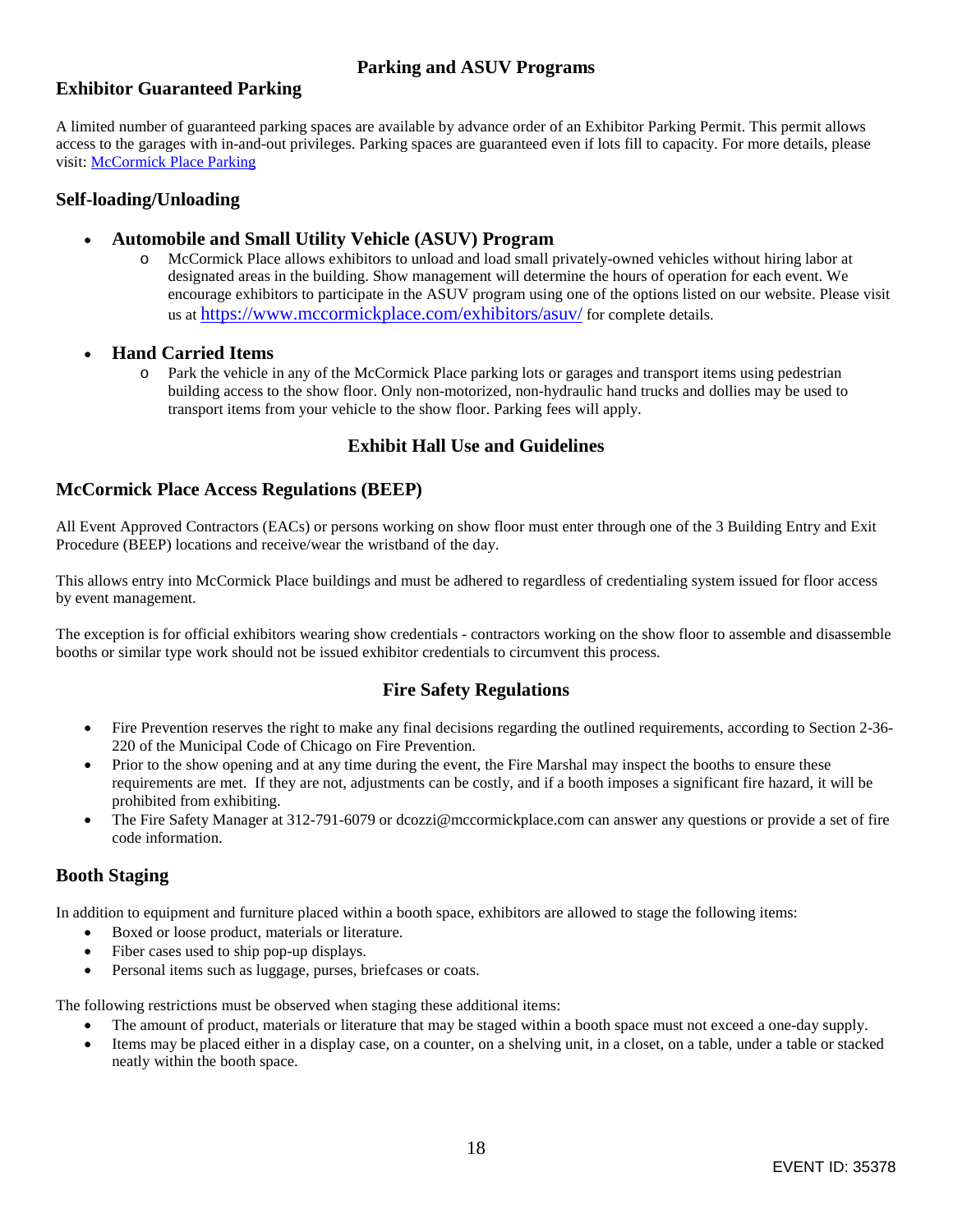## Parking and ASUV Programs

### Exhibitor Guaranteed Parking

A limited number of guaranteed parking spaces are available by advance order of an Exhibitor Parking Permit. This permit allows access to the garages with in-and-out privileges. Parking spaces are guaranteed even if lots fill to capacity. For more details, please visit: McCormick Place Parking

### Self-loading/Unloading

- **Automobile and Small Utility Vehicle (ASUV) Program**
  - McCormick Place allows exhibitors to unload and load small privately-owned vehicles without hiring labor at designated areas in the building. Show management will determine the hours of operation for each event. We encourage exhibitors to participate in the ASUV program using one of the options listed on our website. Please visit us at https://www.mccormickplace.com/exhibitors/asuv/ for complete details.

- **Hand Carried Items**
  - Park the vehicle in any of the McCormick Place parking lots or garages and transport items using pedestrian building access to the show floor. Only non-motorized, non-hydraulic hand trucks and dollies may be used to transport items from your vehicle to the show floor. Parking fees will apply.

## Exhibit Hall Use and Guidelines

### McCormick Place Access Regulations (BEEP)

All Event Approved Contractors (EACs) or persons working on show floor must enter through one of the 3 Building Entry and Exit Procedure (BEEP) locations and receive/wear the wristband of the day.

This allows entry into McCormick Place buildings and must be adhered to regardless of credentialing system issued for floor access by event management.

The exception is for official exhibitors wearing show credentials - contractors working on the show floor to assemble and disassemble booths or similar type work should not be issued exhibitor credentials to circumvent this process.

## Fire Safety Regulations

- Fire Prevention reserves the right to make any final decisions regarding the outlined requirements, according to Section 2-36-220 of the Municipal Code of Chicago on Fire Prevention.
- Prior to the show opening and at any time during the event, the Fire Marshal may inspect the booths to ensure these requirements are met. If they are not, adjustments can be costly, and if a booth imposes a significant fire hazard, it will be prohibited from exhibiting.
- The Fire Safety Manager at 312-791-6079 or dcozzi@mccormickplace.com can answer any questions or provide a set of fire code information.

### Booth Staging

In addition to equipment and furniture placed within a booth space, exhibitors are allowed to stage the following items:

- Boxed or loose product, materials or literature.
- Fiber cases used to ship pop-up displays.
- Personal items such as luggage, purses, briefcases or coats.

The following restrictions must be observed when staging these additional items:

- The amount of product, materials or literature that may be staged within a booth space must not exceed a one-day supply.
- Items may be placed either in a display case, on a counter, on a shelving unit, in a closet, on a table, under a table or stacked neatly within the booth space.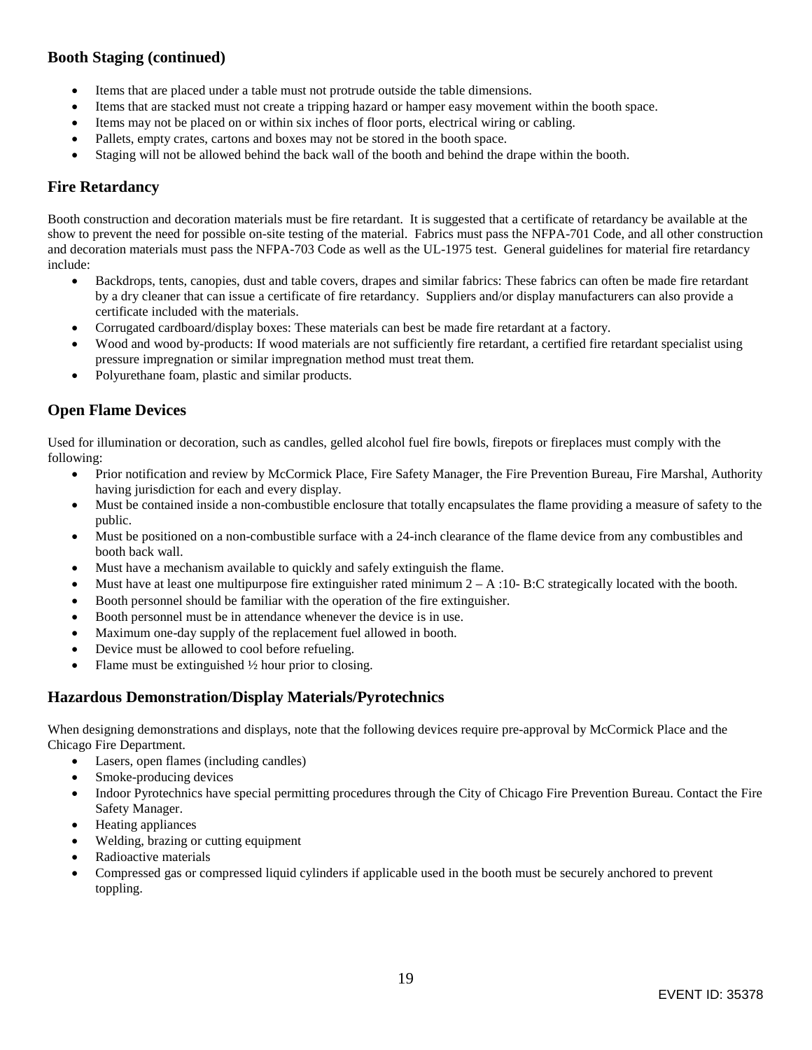## Booth Staging (continued)

- Items that are placed under a table must not protrude outside the table dimensions.
- Items that are stacked must not create a tripping hazard or hamper easy movement within the booth space.
- Items may not be placed on or within six inches of floor ports, electrical wiring or cabling.
- Pallets, empty crates, cartons and boxes may not be stored in the booth space.
- Staging will not be allowed behind the back wall of the booth and behind the drape within the booth.

## Fire Retardancy

Booth construction and decoration materials must be fire retardant. It is suggested that a certificate of retardancy be available at the show to prevent the need for possible on-site testing of the material. Fabrics must pass the NFPA-701 Code, and all other construction and decoration materials must pass the NFPA-703 Code as well as the UL-1975 test. General guidelines for material fire retardancy include:

- Backdrops, tents, canopies, dust and table covers, drapes and similar fabrics: These fabrics can often be made fire retardant by a dry cleaner that can issue a certificate of fire retardancy. Suppliers and/or display manufacturers can also provide a certificate included with the materials.
- Corrugated cardboard/display boxes: These materials can best be made fire retardant at a factory.
- Wood and wood by-products: If wood materials are not sufficiently fire retardant, a certified fire retardant specialist using pressure impregnation or similar impregnation method must treat them.
- Polyurethane foam, plastic and similar products.

## Open Flame Devices

Used for illumination or decoration, such as candles, gelled alcohol fuel fire bowls, firepots or fireplaces must comply with the following:

- Prior notification and review by McCormick Place, Fire Safety Manager, the Fire Prevention Bureau, Fire Marshal, Authority having jurisdiction for each and every display.
- Must be contained inside a non-combustible enclosure that totally encapsulates the flame providing a measure of safety to the public.
- Must be positioned on a non-combustible surface with a 24-inch clearance of the flame device from any combustibles and booth back wall.
- Must have a mechanism available to quickly and safely extinguish the flame.
- Must have at least one multipurpose fire extinguisher rated minimum 2 – A :10- B:C strategically located with the booth.
- Booth personnel should be familiar with the operation of the fire extinguisher.
- Booth personnel must be in attendance whenever the device is in use.
- Maximum one-day supply of the replacement fuel allowed in booth.
- Device must be allowed to cool before refueling.
- Flame must be extinguished ½ hour prior to closing.

## Hazardous Demonstration/Display Materials/Pyrotechnics

When designing demonstrations and displays, note that the following devices require pre-approval by McCormick Place and the Chicago Fire Department.

- Lasers, open flames (including candles)
- Smoke-producing devices
- Indoor Pyrotechnics have special permitting procedures through the City of Chicago Fire Prevention Bureau. Contact the Fire Safety Manager.
- Heating appliances
- Welding, brazing or cutting equipment
- Radioactive materials
- Compressed gas or compressed liquid cylinders if applicable used in the booth must be securely anchored to prevent toppling.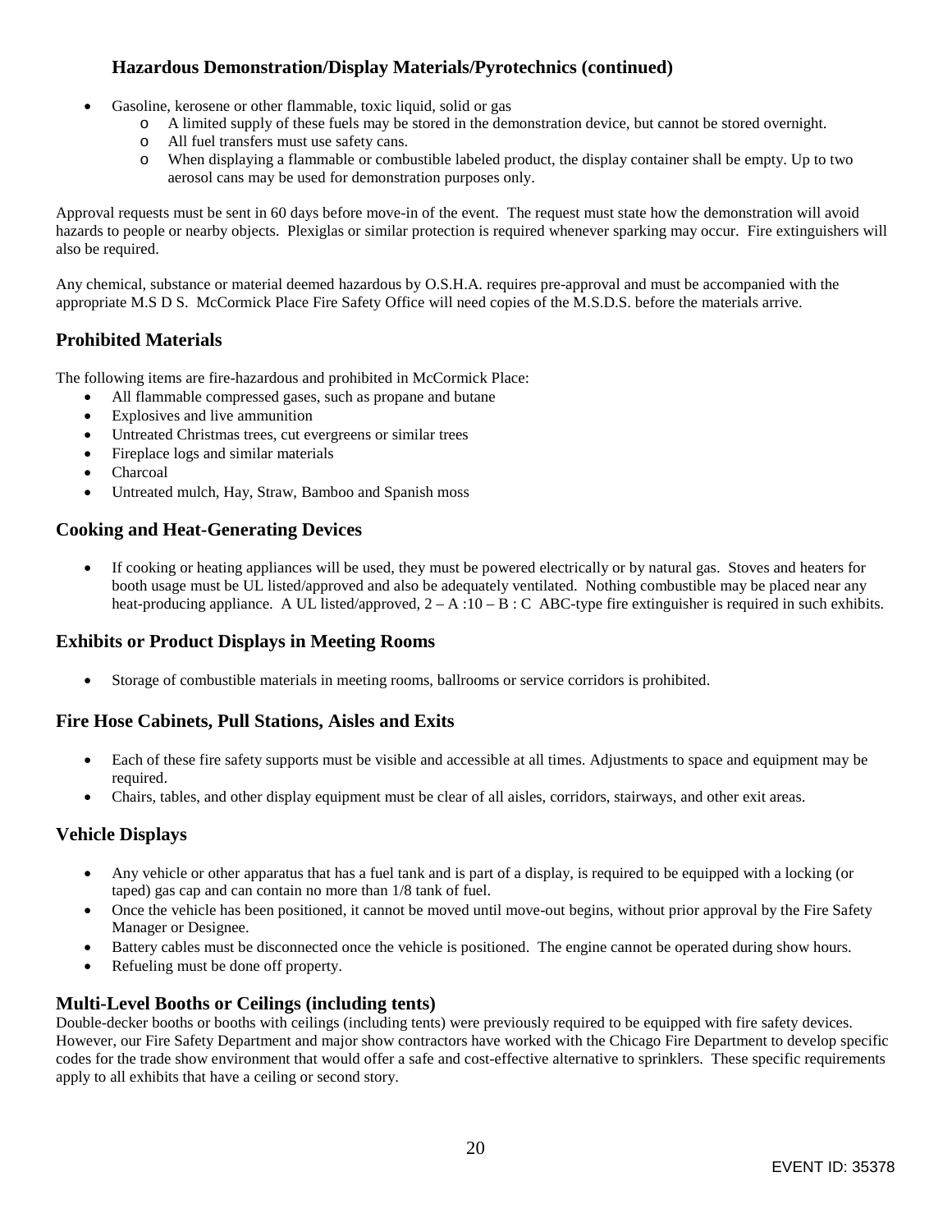## Hazardous Demonstration/Display Materials/Pyrotechnics (continued)

- Gasoline, kerosene or other flammable, toxic liquid, solid or gas
  - A limited supply of these fuels may be stored in the demonstration device, but cannot be stored overnight.
  - All fuel transfers must use safety cans.
  - When displaying a flammable or combustible labeled product, the display container shall be empty. Up to two aerosol cans may be used for demonstration purposes only.

Approval requests must be sent in 60 days before move-in of the event. The request must state how the demonstration will avoid hazards to people or nearby objects. Plexiglas or similar protection is required whenever sparking may occur. Fire extinguishers will also be required.

Any chemical, substance or material deemed hazardous by O.S.H.A. requires pre-approval and must be accompanied with the appropriate M.S D S. McCormick Place Fire Safety Office will need copies of the M.S.D.S. before the materials arrive.

## Prohibited Materials

The following items are fire-hazardous and prohibited in McCormick Place:

- All flammable compressed gases, such as propane and butane
- Explosives and live ammunition
- Untreated Christmas trees, cut evergreens or similar trees
- Fireplace logs and similar materials
- Charcoal
- Untreated mulch, Hay, Straw, Bamboo and Spanish moss

## Cooking and Heat-Generating Devices

- If cooking or heating appliances will be used, they must be powered electrically or by natural gas. Stoves and heaters for booth usage must be UL listed/approved and also be adequately ventilated. Nothing combustible may be placed near any heat-producing appliance. A UL listed/approved, 2 – A :10 – B : C ABC-type fire extinguisher is required in such exhibits.

## Exhibits or Product Displays in Meeting Rooms

- Storage of combustible materials in meeting rooms, ballrooms or service corridors is prohibited.

## Fire Hose Cabinets, Pull Stations, Aisles and Exits

- Each of these fire safety supports must be visible and accessible at all times. Adjustments to space and equipment may be required.
- Chairs, tables, and other display equipment must be clear of all aisles, corridors, stairways, and other exit areas.

## Vehicle Displays

- Any vehicle or other apparatus that has a fuel tank and is part of a display, is required to be equipped with a locking (or taped) gas cap and can contain no more than 1/8 tank of fuel.
- Once the vehicle has been positioned, it cannot be moved until move-out begins, without prior approval by the Fire Safety Manager or Designee.
- Battery cables must be disconnected once the vehicle is positioned. The engine cannot be operated during show hours.
- Refueling must be done off property.

## Multi-Level Booths or Ceilings (including tents)

Double-decker booths or booths with ceilings (including tents) were previously required to be equipped with fire safety devices. However, our Fire Safety Department and major show contractors have worked with the Chicago Fire Department to develop specific codes for the trade show environment that would offer a safe and cost-effective alternative to sprinklers. These specific requirements apply to all exhibits that have a ceiling or second story.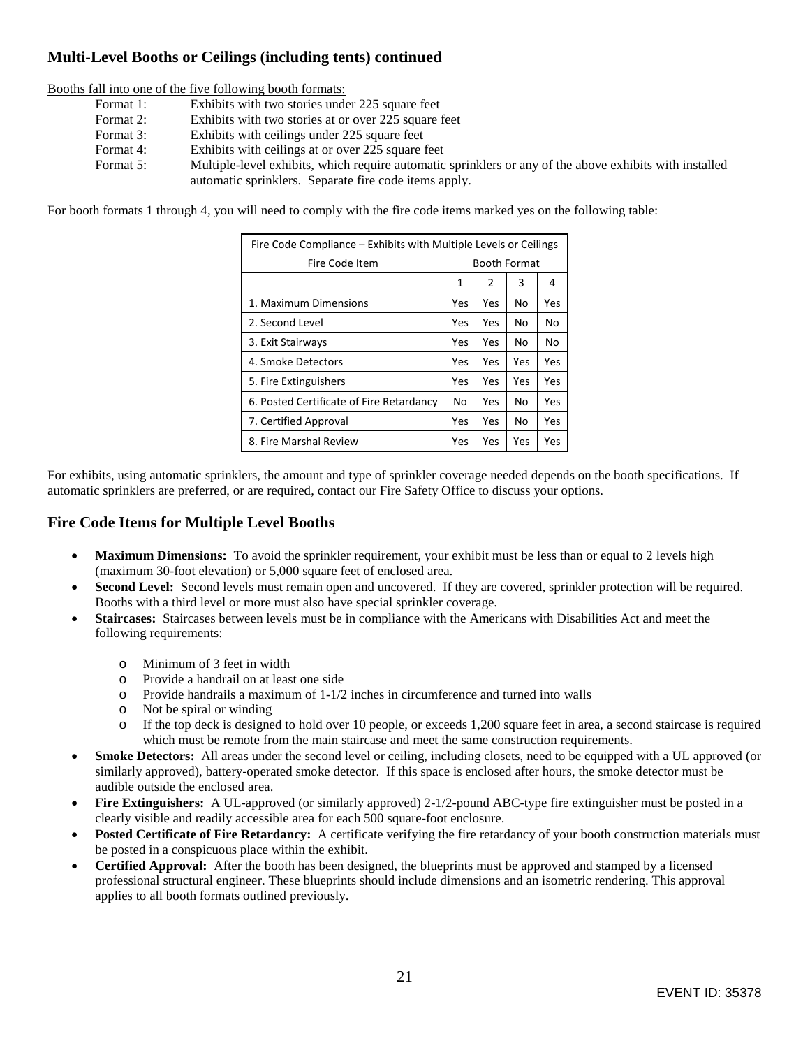## Multi-Level Booths or Ceilings (including tents) continued

Booths fall into one of the five following booth formats:

- Format 1: Exhibits with two stories under 225 square feet
- Format 2: Exhibits with two stories at or over 225 square feet
- Format 3: Exhibits with ceilings under 225 square feet
- Format 4: Exhibits with ceilings at or over 225 square feet
- Format 5: Multiple-level exhibits, which require automatic sprinklers or any of the above exhibits with installed automatic sprinklers. Separate fire code items apply.

For booth formats 1 through 4, you will need to comply with the fire code items marked yes on the following table:

| Fire Code Compliance – Exhibits with Multiple Levels or Ceilings | | | | |
|---|---|---|---|---|
| Fire Code Item | Booth Format | | | |
| | 1 | 2 | 3 | 4 |
| 1. Maximum Dimensions | Yes | Yes | No | Yes |
| 2. Second Level | Yes | Yes | No | No |
| 3. Exit Stairways | Yes | Yes | No | No |
| 4. Smoke Detectors | Yes | Yes | Yes | Yes |
| 5. Fire Extinguishers | Yes | Yes | Yes | Yes |
| 6. Posted Certificate of Fire Retardancy | No | Yes | No | Yes |
| 7. Certified Approval | Yes | Yes | No | Yes |
| 8. Fire Marshal Review | Yes | Yes | Yes | Yes |

For exhibits, using automatic sprinklers, the amount and type of sprinkler coverage needed depends on the booth specifications. If automatic sprinklers are preferred, or are required, contact our Fire Safety Office to discuss your options.

## Fire Code Items for Multiple Level Booths

- **Maximum Dimensions:** To avoid the sprinkler requirement, your exhibit must be less than or equal to 2 levels high (maximum 30-foot elevation) or 5,000 square feet of enclosed area.
- **Second Level:** Second levels must remain open and uncovered. If they are covered, sprinkler protection will be required. Booths with a third level or more must also have special sprinkler coverage.
- **Staircases:** Staircases between levels must be in compliance with the Americans with Disabilities Act and meet the following requirements:
  - Minimum of 3 feet in width
  - Provide a handrail on at least one side
  - Provide handrails a maximum of 1-1/2 inches in circumference and turned into walls
  - Not be spiral or winding
  - If the top deck is designed to hold over 10 people, or exceeds 1,200 square feet in area, a second staircase is required which must be remote from the main staircase and meet the same construction requirements.
- **Smoke Detectors:** All areas under the second level or ceiling, including closets, need to be equipped with a UL approved (or similarly approved), battery-operated smoke detector. If this space is enclosed after hours, the smoke detector must be audible outside the enclosed area.
- **Fire Extinguishers:** A UL-approved (or similarly approved) 2-1/2-pound ABC-type fire extinguisher must be posted in a clearly visible and readily accessible area for each 500 square-foot enclosure.
- **Posted Certificate of Fire Retardancy:** A certificate verifying the fire retardancy of your booth construction materials must be posted in a conspicuous place within the exhibit.
- **Certified Approval:** After the booth has been designed, the blueprints must be approved and stamped by a licensed professional structural engineer. These blueprints should include dimensions and an isometric rendering. This approval applies to all booth formats outlined previously.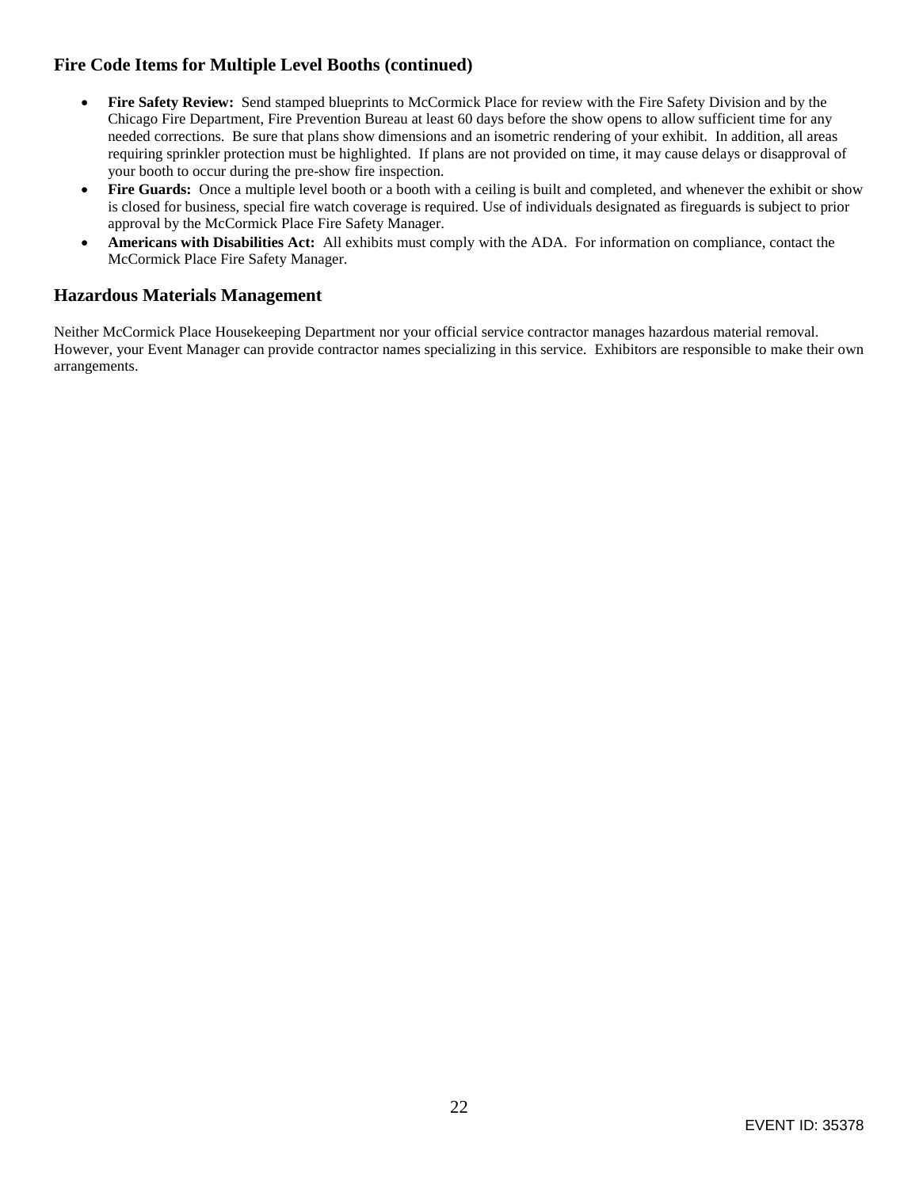## Fire Code Items for Multiple Level Booths (continued)

- **Fire Safety Review:** Send stamped blueprints to McCormick Place for review with the Fire Safety Division and by the Chicago Fire Department, Fire Prevention Bureau at least 60 days before the show opens to allow sufficient time for any needed corrections. Be sure that plans show dimensions and an isometric rendering of your exhibit. In addition, all areas requiring sprinkler protection must be highlighted. If plans are not provided on time, it may cause delays or disapproval of your booth to occur during the pre-show fire inspection.
- **Fire Guards:** Once a multiple level booth or a booth with a ceiling is built and completed, and whenever the exhibit or show is closed for business, special fire watch coverage is required. Use of individuals designated as fireguards is subject to prior approval by the McCormick Place Fire Safety Manager.
- **Americans with Disabilities Act:** All exhibits must comply with the ADA. For information on compliance, contact the McCormick Place Fire Safety Manager.

## Hazardous Materials Management

Neither McCormick Place Housekeeping Department nor your official service contractor manages hazardous material removal. However, your Event Manager can provide contractor names specializing in this service. Exhibitors are responsible to make their own arrangements.